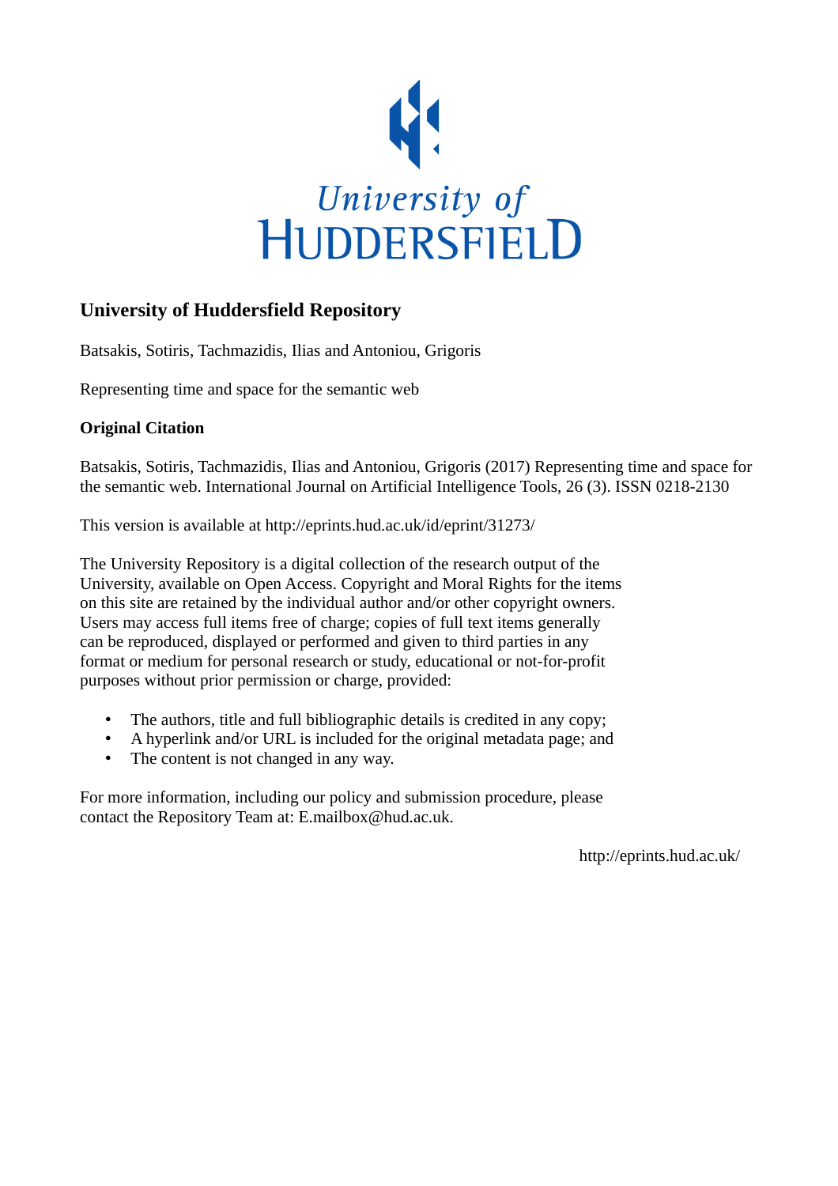University of
HUDDERSFIELD

## University of Huddersfield Repository

Batsakis, Sotiris, Tachmazidis, Ilias and Antoniou, Grigoris

Representing time and space for the semantic web

### Original Citation

Batsakis, Sotiris, Tachmazidis, Ilias and Antoniou, Grigoris (2017) Representing time and space for the semantic web. International Journal on Artificial Intelligence Tools, 26 (3). ISSN 0218-2130

This version is available at http://eprints.hud.ac.uk/id/eprint/31273/

The University Repository is a digital collection of the research output of the University, available on Open Access. Copyright and Moral Rights for the items on this site are retained by the individual author and/or other copyright owners. Users may access full items free of charge; copies of full text items generally can be reproduced, displayed or performed and given to third parties in any format or medium for personal research or study, educational or not-for-profit purposes without prior permission or charge, provided:

- The authors, title and full bibliographic details is credited in any copy;
- A hyperlink and/or URL is included for the original metadata page; and
- The content is not changed in any way.

For more information, including our policy and submission procedure, please contact the Repository Team at: E.mailbox@hud.ac.uk.

http://eprints.hud.ac.uk/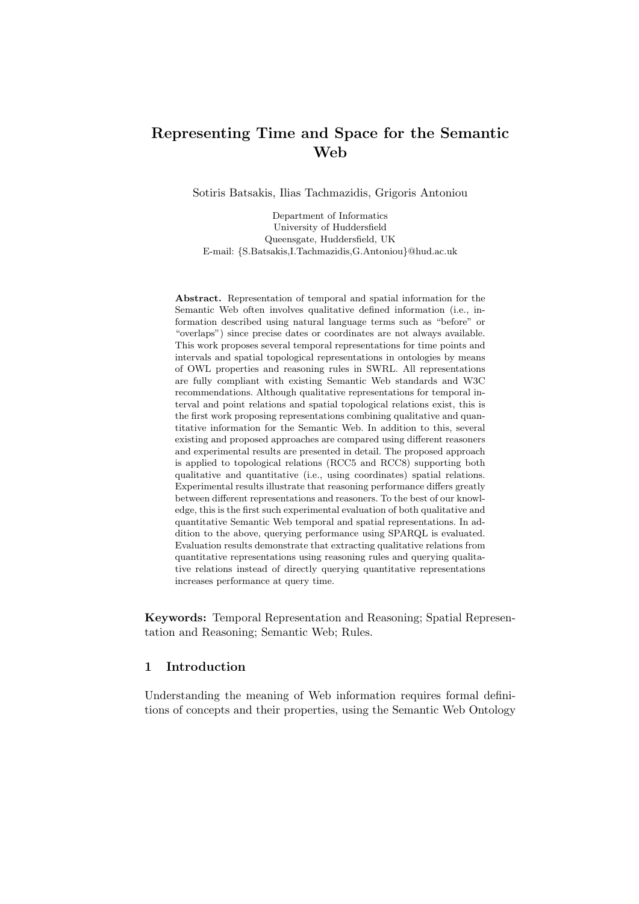# Representing Time and Space for the Semantic Web

Sotiris Batsakis, Ilias Tachmazidis, Grigoris Antoniou

Department of Informatics
University of Huddersfield
Queensgate, Huddersfield, UK
E-mail: {S.Batsakis,I.Tachmazidis,G.Antoniou}@hud.ac.uk

**Abstract.** Representation of temporal and spatial information for the Semantic Web often involves qualitative defined information (i.e., information described using natural language terms such as "before" or "overlaps") since precise dates or coordinates are not always available. This work proposes several temporal representations for time points and intervals and spatial topological representations in ontologies by means of OWL properties and reasoning rules in SWRL. All representations are fully compliant with existing Semantic Web standards and W3C recommendations. Although qualitative representations for temporal interval and point relations and spatial topological relations exist, this is the first work proposing representations combining qualitative and quantitative information for the Semantic Web. In addition to this, several existing and proposed approaches are compared using different reasoners and experimental results are presented in detail. The proposed approach is applied to topological relations (RCC5 and RCC8) supporting both qualitative and quantitative (i.e., using coordinates) spatial relations. Experimental results illustrate that reasoning performance differs greatly between different representations and reasoners. To the best of our knowledge, this is the first such experimental evaluation of both qualitative and quantitative Semantic Web temporal and spatial representations. In addition to the above, querying performance using SPARQL is evaluated. Evaluation results demonstrate that extracting qualitative relations from quantitative representations using reasoning rules and querying qualitative relations instead of directly querying quantitative representations increases performance at query time.

**Keywords:** Temporal Representation and Reasoning; Spatial Representation and Reasoning; Semantic Web; Rules.

## 1 Introduction

Understanding the meaning of Web information requires formal definitions of concepts and their properties, using the Semantic Web Ontology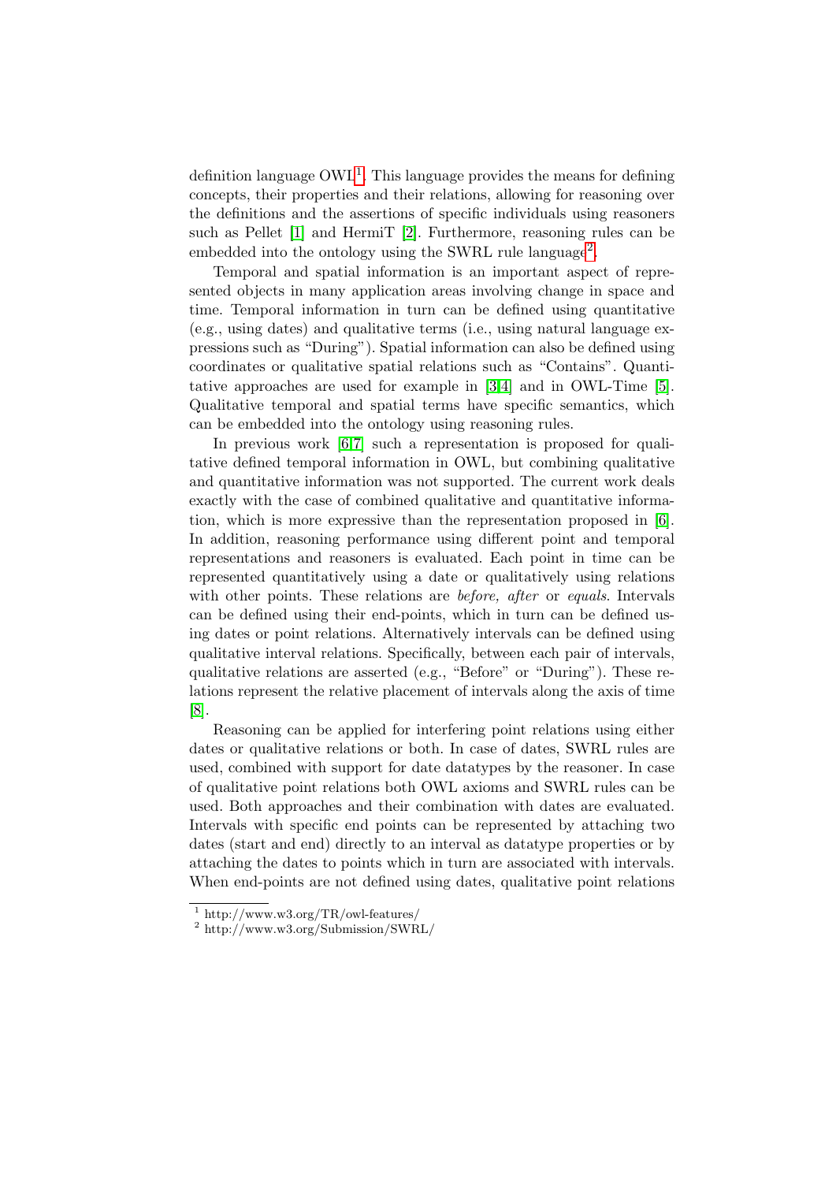definition language OWL[1]. This language provides the means for defining concepts, their properties and their relations, allowing for reasoning over the definitions and the assertions of specific individuals using reasoners such as Pellet [1] and HermiT [2]. Furthermore, reasoning rules can be embedded into the ontology using the SWRL rule language[2].

Temporal and spatial information is an important aspect of represented objects in many application areas involving change in space and time. Temporal information in turn can be defined using quantitative (e.g., using dates) and qualitative terms (i.e., using natural language expressions such as "During"). Spatial information can also be defined using coordinates or qualitative spatial relations such as "Contains". Quantitative approaches are used for example in [3,4] and in OWL-Time [5]. Qualitative temporal and spatial terms have specific semantics, which can be embedded into the ontology using reasoning rules.

In previous work [6,7] such a representation is proposed for qualitative defined temporal information in OWL, but combining qualitative and quantitative information was not supported. The current work deals exactly with the case of combined qualitative and quantitative information, which is more expressive than the representation proposed in [6]. In addition, reasoning performance using different point and temporal representations and reasoners is evaluated. Each point in time can be represented quantitatively using a date or qualitatively using relations with other points. These relations are *before, after* or *equals*. Intervals can be defined using their end-points, which in turn can be defined using dates or point relations. Alternatively intervals can be defined using qualitative interval relations. Specifically, between each pair of intervals, qualitative relations are asserted (e.g., "Before" or "During"). These relations represent the relative placement of intervals along the axis of time [8].

Reasoning can be applied for interfering point relations using either dates or qualitative relations or both. In case of dates, SWRL rules are used, combined with support for date datatypes by the reasoner. In case of qualitative point relations both OWL axioms and SWRL rules can be used. Both approaches and their combination with dates are evaluated. Intervals with specific end points can be represented by attaching two dates (start and end) directly to an interval as datatype properties or by attaching the dates to points which in turn are associated with intervals. When end-points are not defined using dates, qualitative point relations

[1] http://www.w3.org/TR/owl-features/

[2] http://www.w3.org/Submission/SWRL/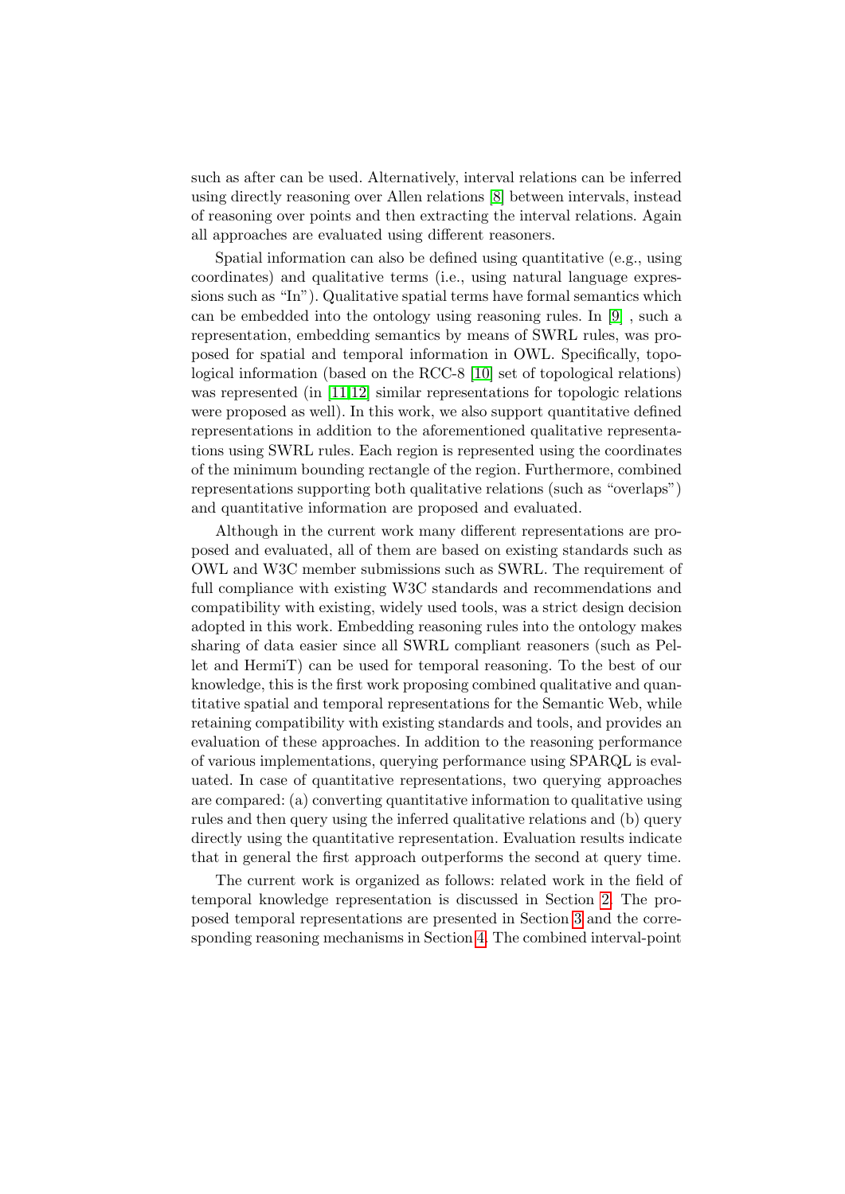such as after can be used. Alternatively, interval relations can be inferred using directly reasoning over Allen relations [8] between intervals, instead of reasoning over points and then extracting the interval relations. Again all approaches are evaluated using different reasoners.

Spatial information can also be defined using quantitative (e.g., using coordinates) and qualitative terms (i.e., using natural language expressions such as "In"). Qualitative spatial terms have formal semantics which can be embedded into the ontology using reasoning rules. In [9] , such a representation, embedding semantics by means of SWRL rules, was proposed for spatial and temporal information in OWL. Specifically, topological information (based on the RCC-8 [10] set of topological relations) was represented (in [11,12] similar representations for topologic relations were proposed as well). In this work, we also support quantitative defined representations in addition to the aforementioned qualitative representations using SWRL rules. Each region is represented using the coordinates of the minimum bounding rectangle of the region. Furthermore, combined representations supporting both qualitative relations (such as "overlaps") and quantitative information are proposed and evaluated.

Although in the current work many different representations are proposed and evaluated, all of them are based on existing standards such as OWL and W3C member submissions such as SWRL. The requirement of full compliance with existing W3C standards and recommendations and compatibility with existing, widely used tools, was a strict design decision adopted in this work. Embedding reasoning rules into the ontology makes sharing of data easier since all SWRL compliant reasoners (such as Pellet and HermiT) can be used for temporal reasoning. To the best of our knowledge, this is the first work proposing combined qualitative and quantitative spatial and temporal representations for the Semantic Web, while retaining compatibility with existing standards and tools, and provides an evaluation of these approaches. In addition to the reasoning performance of various implementations, querying performance using SPARQL is evaluated. In case of quantitative representations, two querying approaches are compared: (a) converting quantitative information to qualitative using rules and then query using the inferred qualitative relations and (b) query directly using the quantitative representation. Evaluation results indicate that in general the first approach outperforms the second at query time.

The current work is organized as follows: related work in the field of temporal knowledge representation is discussed in Section 2. The proposed temporal representations are presented in Section 3 and the corresponding reasoning mechanisms in Section 4. The combined interval-point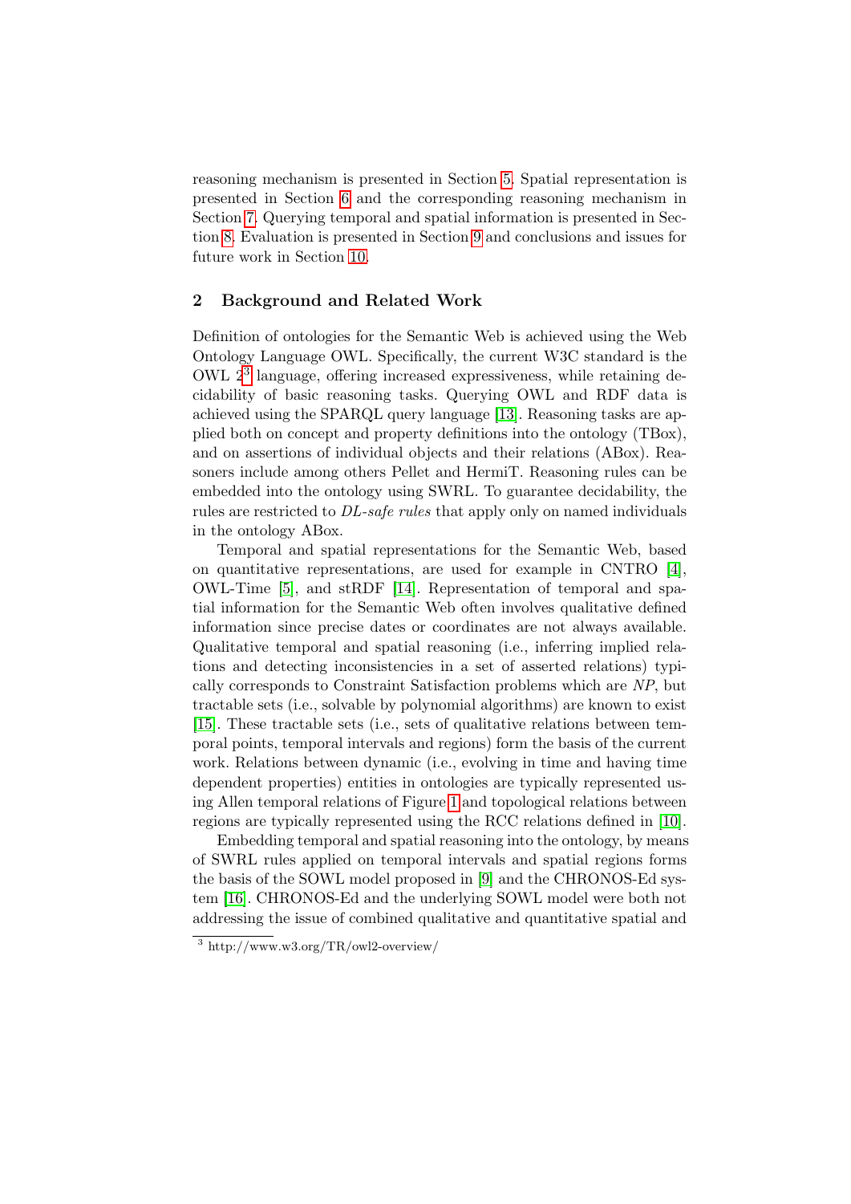reasoning mechanism is presented in Section 5. Spatial representation is presented in Section 6 and the corresponding reasoning mechanism in Section 7. Querying temporal and spatial information is presented in Section 8. Evaluation is presented in Section 9 and conclusions and issues for future work in Section 10.

## 2 Background and Related Work

Definition of ontologies for the Semantic Web is achieved using the Web Ontology Language OWL. Specifically, the current W3C standard is the OWL 2[3] language, offering increased expressiveness, while retaining decidability of basic reasoning tasks. Querying OWL and RDF data is achieved using the SPARQL query language [13]. Reasoning tasks are applied both on concept and property definitions into the ontology (TBox), and on assertions of individual objects and their relations (ABox). Reasoners include among others Pellet and HermiT. Reasoning rules can be embedded into the ontology using SWRL. To guarantee decidability, the rules are restricted to *DL-safe rules* that apply only on named individuals in the ontology ABox.

Temporal and spatial representations for the Semantic Web, based on quantitative representations, are used for example in CNTRO [4], OWL-Time [5], and stRDF [14]. Representation of temporal and spatial information for the Semantic Web often involves qualitative defined information since precise dates or coordinates are not always available. Qualitative temporal and spatial reasoning (i.e., inferring implied relations and detecting inconsistencies in a set of asserted relations) typically corresponds to Constraint Satisfaction problems which are *NP*, but tractable sets (i.e., solvable by polynomial algorithms) are known to exist [15]. These tractable sets (i.e., sets of qualitative relations between temporal points, temporal intervals and regions) form the basis of the current work. Relations between dynamic (i.e., evolving in time and having time dependent properties) entities in ontologies are typically represented using Allen temporal relations of Figure 1 and topological relations between regions are typically represented using the RCC relations defined in [10].

Embedding temporal and spatial reasoning into the ontology, by means of SWRL rules applied on temporal intervals and spatial regions forms the basis of the SOWL model proposed in [9] and the CHRONOS-Ed system [16]. CHRONOS-Ed and the underlying SOWL model were both not addressing the issue of combined qualitative and quantitative spatial and

[3] http://www.w3.org/TR/owl2-overview/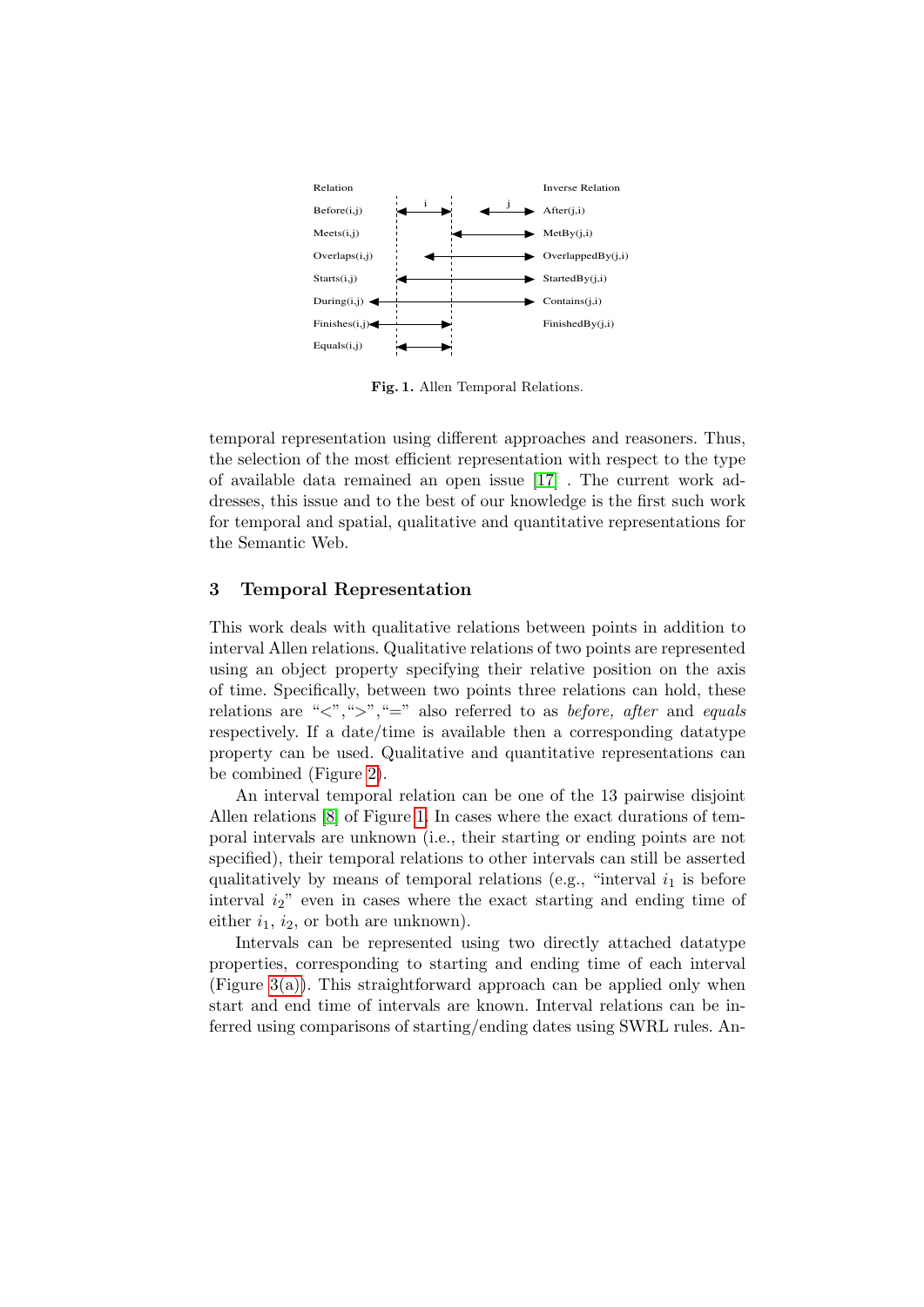Fig. 1. Allen Temporal Relations.

temporal representation using different approaches and reasoners. Thus, the selection of the most efficient representation with respect to the type of available data remained an open issue [17] . The current work addresses, this issue and to the best of our knowledge is the first such work for temporal and spatial, qualitative and quantitative representations for the Semantic Web.

## 3 Temporal Representation

This work deals with qualitative relations between points in addition to interval Allen relations. Qualitative relations of two points are represented using an object property specifying their relative position on the axis of time. Specifically, between two points three relations can hold, these relations are "<",">","=" also referred to as *before, after* and *equals* respectively. If a date/time is available then a corresponding datatype property can be used. Qualitative and quantitative representations can be combined (Figure 2).

An interval temporal relation can be one of the 13 pairwise disjoint Allen relations [8] of Figure 1. In cases where the exact durations of temporal intervals are unknown (i.e., their starting or ending points are not specified), their temporal relations to other intervals can still be asserted qualitatively by means of temporal relations (e.g., "interval $i_1$ is before interval $i_2$" even in cases where the exact starting and ending time of either $i_1$, $i_2$, or both are unknown).

Intervals can be represented using two directly attached datatype properties, corresponding to starting and ending time of each interval (Figure 3(a)). This straightforward approach can be applied only when start and end time of intervals are known. Interval relations can be inferred using comparisons of starting/ending dates using SWRL rules. An-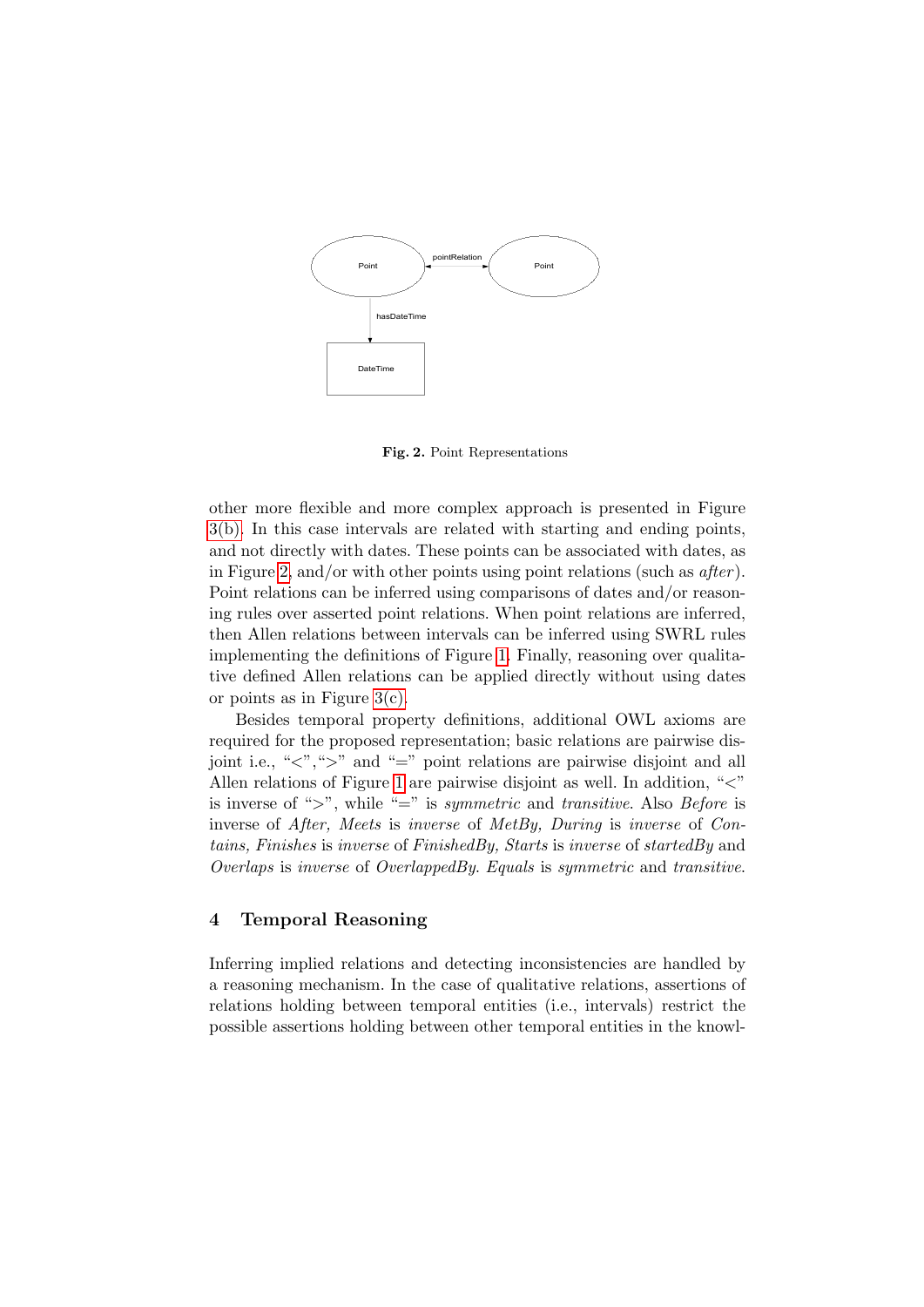Fig. 2. Point Representations

other more flexible and more complex approach is presented in Figure 3(b). In this case intervals are related with starting and ending points, and not directly with dates. These points can be associated with dates, as in Figure 2, and/or with other points using point relations (such as *after*). Point relations can be inferred using comparisons of dates and/or reasoning rules over asserted point relations. When point relations are inferred, then Allen relations between intervals can be inferred using SWRL rules implementing the definitions of Figure 1. Finally, reasoning over qualitative defined Allen relations can be applied directly without using dates or points as in Figure 3(c).

Besides temporal property definitions, additional OWL axioms are required for the proposed representation; basic relations are pairwise disjoint i.e., "<",">" and "=" point relations are pairwise disjoint and all Allen relations of Figure 1 are pairwise disjoint as well. In addition, "<" is inverse of ">", while "=" is *symmetric* and *transitive*. Also *Before* is inverse of *After, Meets* is *inverse* of *MetBy, During* is *inverse* of *Contains, Finishes* is *inverse* of *FinishedBy, Starts* is *inverse* of *startedBy* and *Overlaps* is *inverse* of *OverlappedBy*. *Equals* is *symmetric* and *transitive*.

## 4 Temporal Reasoning

Inferring implied relations and detecting inconsistencies are handled by a reasoning mechanism. In the case of qualitative relations, assertions of relations holding between temporal entities (i.e., intervals) restrict the possible assertions holding between other temporal entities in the knowl-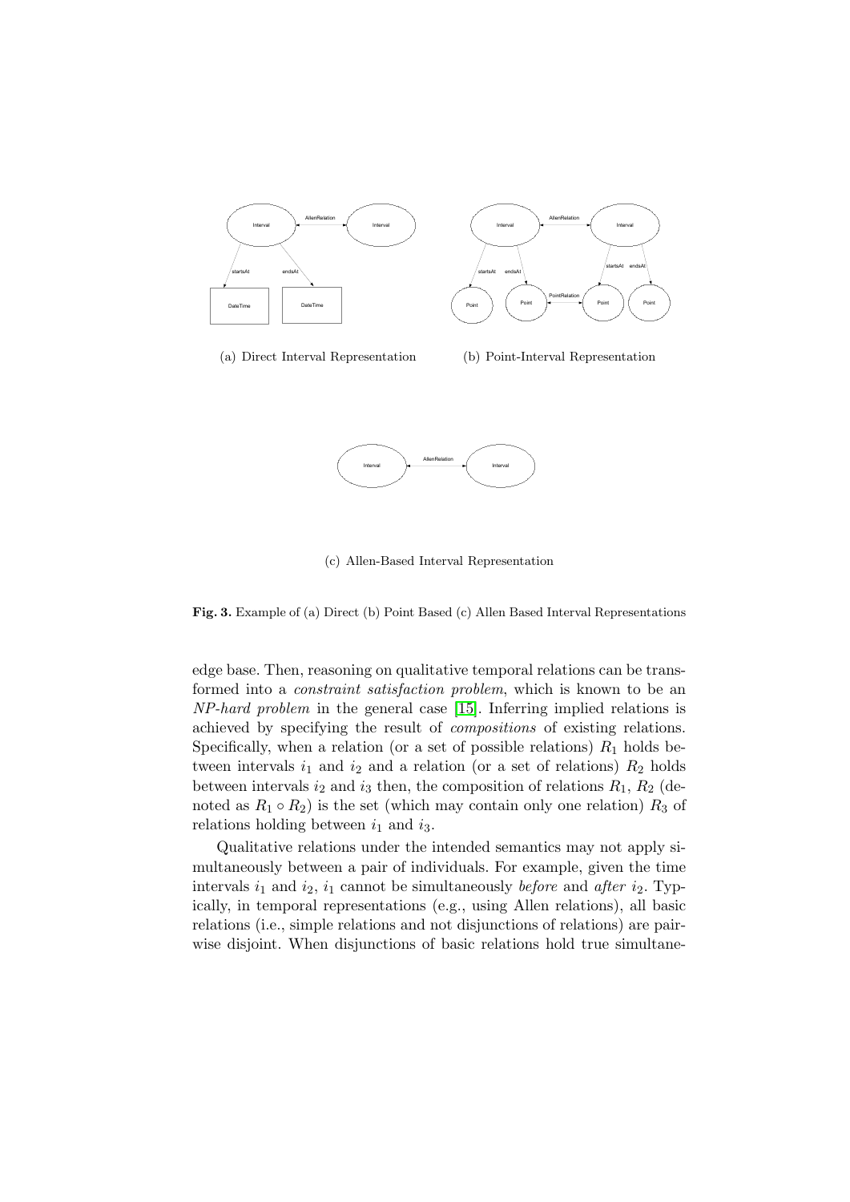(a) Direct Interval Representation

(b) Point-Interval Representation

(c) Allen-Based Interval Representation

**Fig. 3.** Example of (a) Direct (b) Point Based (c) Allen Based Interval Representations

edge base. Then, reasoning on qualitative temporal relations can be transformed into a *constraint satisfaction problem*, which is known to be an *NP-hard problem* in the general case [15]. Inferring implied relations is achieved by specifying the result of *compositions* of existing relations. Specifically, when a relation (or a set of possible relations) $R_1$ holds between intervals $i_1$ and $i_2$ and a relation (or a set of relations) $R_2$ holds between intervals $i_2$ and $i_3$ then, the composition of relations $R_1$, $R_2$ (denoted as $R_1 \circ R_2$) is the set (which may contain only one relation) $R_3$ of relations holding between $i_1$ and $i_3$.

Qualitative relations under the intended semantics may not apply simultaneously between a pair of individuals. For example, given the time intervals $i_1$ and $i_2$, $i_1$ cannot be simultaneously *before* and *after* $i_2$. Typically, in temporal representations (e.g., using Allen relations), all basic relations (i.e., simple relations and not disjunctions of relations) are pairwise disjoint. When disjunctions of basic relations hold true simultane-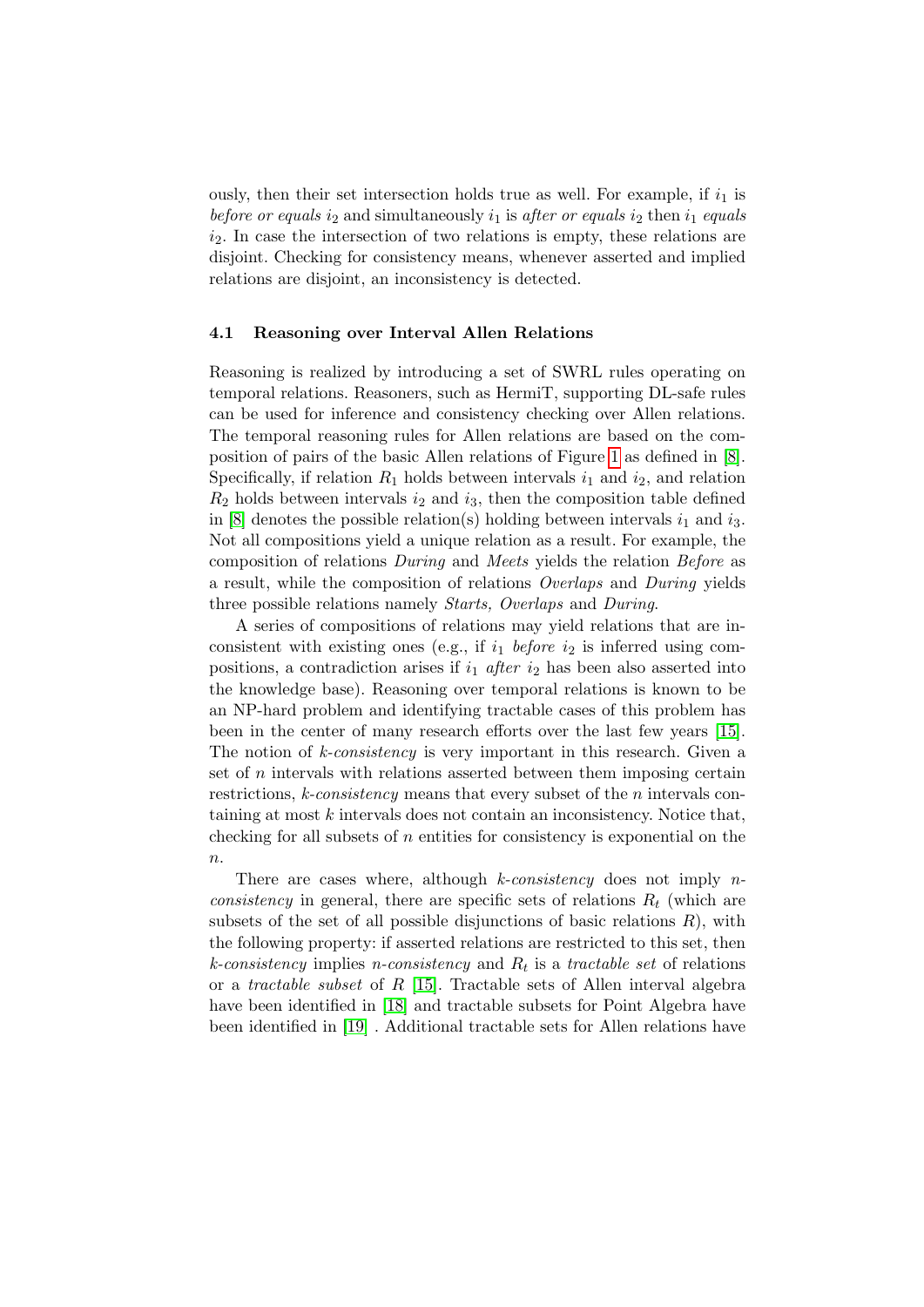ously, then their set intersection holds true as well. For example, if $i_1$ is *before or equals* $i_2$ and simultaneously $i_1$ is *after or equals* $i_2$ then $i_1$ *equals* $i_2$. In case the intersection of two relations is empty, these relations are disjoint. Checking for consistency means, whenever asserted and implied relations are disjoint, an inconsistency is detected.

### 4.1 Reasoning over Interval Allen Relations

Reasoning is realized by introducing a set of SWRL rules operating on temporal relations. Reasoners, such as HermiT, supporting DL-safe rules can be used for inference and consistency checking over Allen relations. The temporal reasoning rules for Allen relations are based on the composition of pairs of the basic Allen relations of Figure 1 as defined in [8]. Specifically, if relation $R_1$ holds between intervals $i_1$ and $i_2$, and relation $R_2$ holds between intervals $i_2$ and $i_3$, then the composition table defined in [8] denotes the possible relation(s) holding between intervals $i_1$ and $i_3$. Not all compositions yield a unique relation as a result. For example, the composition of relations *During* and *Meets* yields the relation *Before* as a result, while the composition of relations *Overlaps* and *During* yields three possible relations namely *Starts, Overlaps* and *During*.

A series of compositions of relations may yield relations that are inconsistent with existing ones (e.g., if $i_1$ *before* $i_2$ is inferred using compositions, a contradiction arises if $i_1$ *after* $i_2$ has been also asserted into the knowledge base). Reasoning over temporal relations is known to be an NP-hard problem and identifying tractable cases of this problem has been in the center of many research efforts over the last few years [15]. The notion of *k-consistency* is very important in this research. Given a set of $n$ intervals with relations asserted between them imposing certain restrictions, *k-consistency* means that every subset of the $n$ intervals containing at most $k$ intervals does not contain an inconsistency. Notice that, checking for all subsets of $n$ entities for consistency is exponential on the $n$.

There are cases where, although *k-consistency* does not imply *n-consistency* in general, there are specific sets of relations $R_t$ (which are subsets of the set of all possible disjunctions of basic relations $R$), with the following property: if asserted relations are restricted to this set, then *k-consistency* implies *n-consistency* and $R_t$ is a *tractable set* of relations or a *tractable subset* of $R$ [15]. Tractable sets of Allen interval algebra have been identified in [18] and tractable subsets for Point Algebra have been identified in [19] . Additional tractable sets for Allen relations have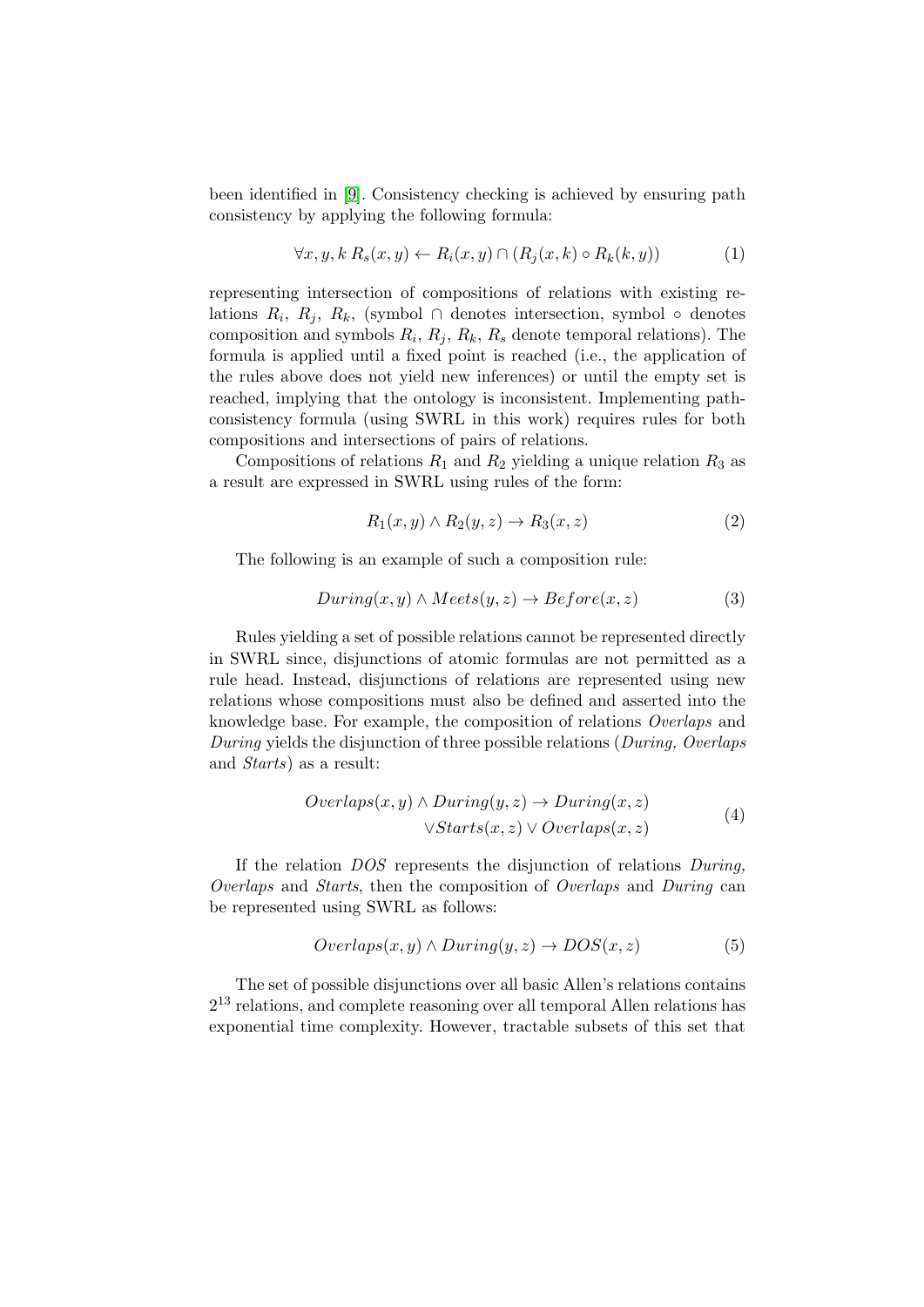been identified in [9]. Consistency checking is achieved by ensuring path consistency by applying the following formula:

$$\forall x, y, k\ R_s(x, y) \leftarrow R_i(x, y) \cap (R_j(x, k) \circ R_k(k, y)) \tag{1}$$

representing intersection of compositions of relations with existing relations $R_i$, $R_j$, $R_k$, (symbol $\cap$ denotes intersection, symbol $\circ$ denotes composition and symbols $R_i$, $R_j$, $R_k$, $R_s$ denote temporal relations). The formula is applied until a fixed point is reached (i.e., the application of the rules above does not yield new inferences) or until the empty set is reached, implying that the ontology is inconsistent. Implementing path-consistency formula (using SWRL in this work) requires rules for both compositions and intersections of pairs of relations.

Compositions of relations $R_1$ and $R_2$ yielding a unique relation $R_3$ as a result are expressed in SWRL using rules of the form:

$$R_1(x, y) \wedge R_2(y, z) \rightarrow R_3(x, z) \tag{2}$$

The following is an example of such a composition rule:

$$During(x, y) \wedge Meets(y, z) \rightarrow Before(x, z) \tag{3}$$

Rules yielding a set of possible relations cannot be represented directly in SWRL since, disjunctions of atomic formulas are not permitted as a rule head. Instead, disjunctions of relations are represented using new relations whose compositions must also be defined and asserted into the knowledge base. For example, the composition of relations *Overlaps* and *During* yields the disjunction of three possible relations (*During, Overlaps* and *Starts*) as a result:

$$\begin{aligned} Overlaps(x, y) \wedge During(y, z) \rightarrow During(x, z) \\ \vee Starts(x, z) \vee Overlaps(x, z) \end{aligned} \tag{4}$$

If the relation *DOS* represents the disjunction of relations *During, Overlaps* and *Starts*, then the composition of *Overlaps* and *During* can be represented using SWRL as follows:

$$Overlaps(x, y) \wedge During(y, z) \rightarrow DOS(x, z) \tag{5}$$

The set of possible disjunctions over all basic Allen's relations contains $2^{13}$ relations, and complete reasoning over all temporal Allen relations has exponential time complexity. However, tractable subsets of this set that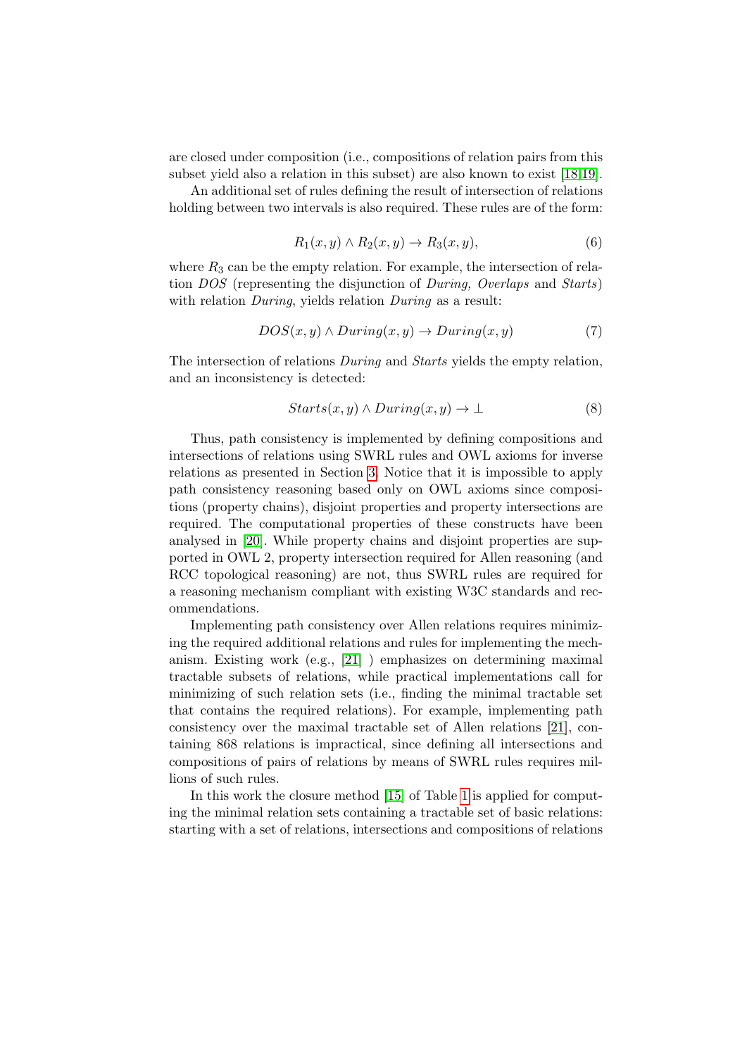are closed under composition (i.e., compositions of relation pairs from this subset yield also a relation in this subset) are also known to exist [18,19].

An additional set of rules defining the result of intersection of relations holding between two intervals is also required. These rules are of the form:

$$R_1(x, y) \land R_2(x, y) \rightarrow R_3(x, y), \tag{6}$$

where $R_3$ can be the empty relation. For example, the intersection of relation *DOS* (representing the disjunction of *During, Overlaps* and *Starts*) with relation *During*, yields relation *During* as a result:

$$DOS(x, y) \land During(x, y) \rightarrow During(x, y) \tag{7}$$

The intersection of relations *During* and *Starts* yields the empty relation, and an inconsistency is detected:

$$Starts(x, y) \land During(x, y) \rightarrow \bot \tag{8}$$

Thus, path consistency is implemented by defining compositions and intersections of relations using SWRL rules and OWL axioms for inverse relations as presented in Section 3. Notice that it is impossible to apply path consistency reasoning based only on OWL axioms since compositions (property chains), disjoint properties and property intersections are required. The computational properties of these constructs have been analysed in [20]. While property chains and disjoint properties are supported in OWL 2, property intersection required for Allen reasoning (and RCC topological reasoning) are not, thus SWRL rules are required for a reasoning mechanism compliant with existing W3C standards and recommendations.

Implementing path consistency over Allen relations requires minimizing the required additional relations and rules for implementing the mechanism. Existing work (e.g., [21] ) emphasizes on determining maximal tractable subsets of relations, while practical implementations call for minimizing of such relation sets (i.e., finding the minimal tractable set that contains the required relations). For example, implementing path consistency over the maximal tractable set of Allen relations [21], containing 868 relations is impractical, since defining all intersections and compositions of pairs of relations by means of SWRL rules requires millions of such rules.

In this work the closure method [15] of Table 1 is applied for computing the minimal relation sets containing a tractable set of basic relations: starting with a set of relations, intersections and compositions of relations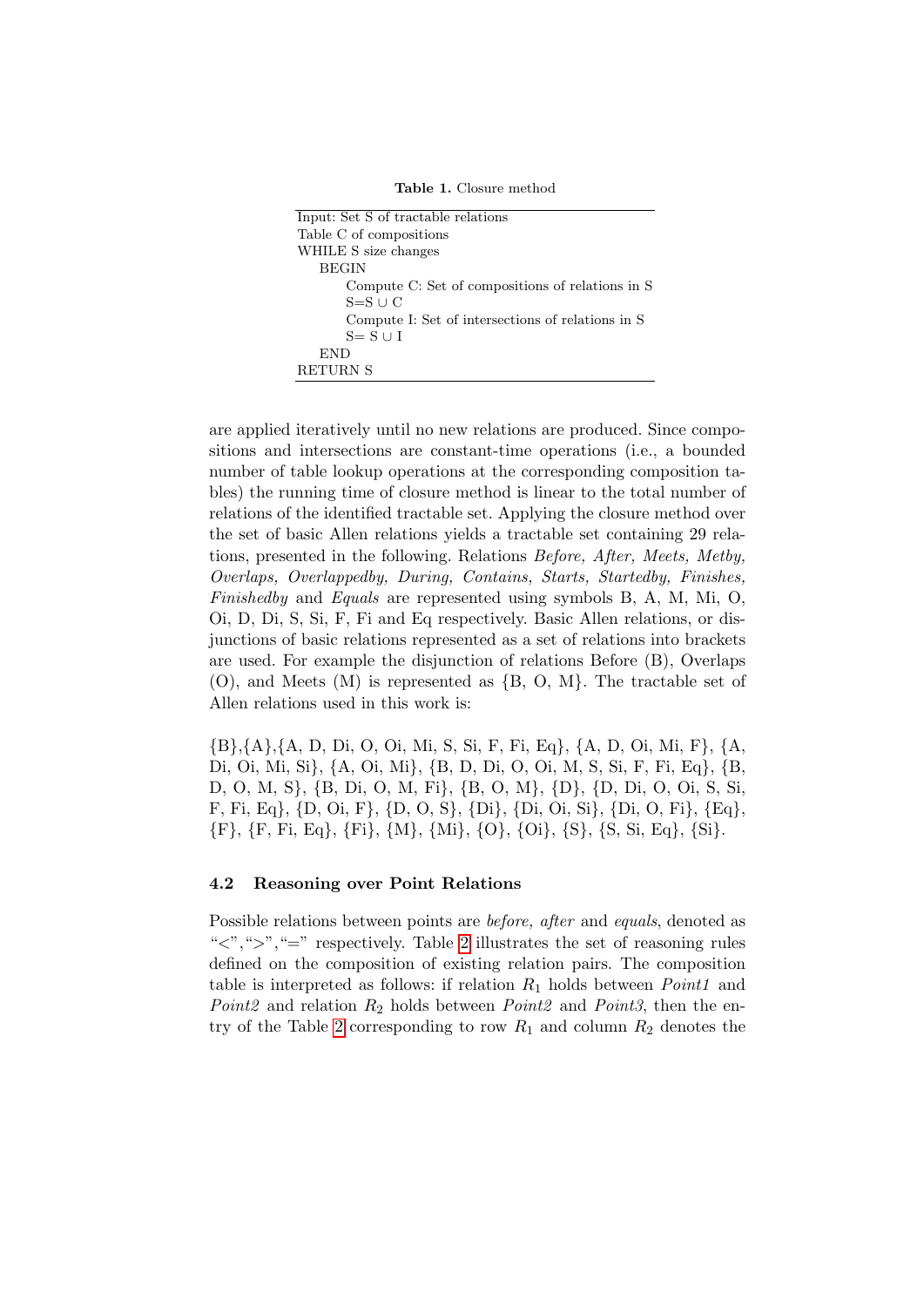**Table 1.** Closure method

```
Input: Set S of tractable relations
Table C of compositions
WHILE S size changes
   BEGIN
      Compute C: Set of compositions of relations in S
      S=S ∪ C
      Compute I: Set of intersections of relations in S
      S= S ∪ I
   END
RETURN S
```

are applied iteratively until no new relations are produced. Since compositions and intersections are constant-time operations (i.e., a bounded number of table lookup operations at the corresponding composition tables) the running time of closure method is linear to the total number of relations of the identified tractable set. Applying the closure method over the set of basic Allen relations yields a tractable set containing 29 relations, presented in the following. Relations *Before, After, Meets, Metby, Overlaps, Overlappedby, During, Contains, Starts, Startedby, Finishes, Finishedby* and *Equals* are represented using symbols B, A, M, Mi, O, Oi, D, Di, S, Si, F, Fi and Eq respectively. Basic Allen relations, or disjunctions of basic relations represented as a set of relations into brackets are used. For example the disjunction of relations Before (B), Overlaps (O), and Meets (M) is represented as {B, O, M}. The tractable set of Allen relations used in this work is:

{B},{A},{A, D, Di, O, Oi, Mi, S, Si, F, Fi, Eq}, {A, D, Oi, Mi, F}, {A, Di, Oi, Mi, Si}, {A, Oi, Mi}, {B, D, Di, O, Oi, M, S, Si, F, Fi, Eq}, {B, D, O, M, S}, {B, Di, O, M, Fi}, {B, O, M}, {D}, {D, Di, O, Oi, S, Si, F, Fi, Eq}, {D, Oi, F}, {D, O, S}, {Di}, {Di, Oi, Si}, {Di, O, Fi}, {Eq}, {F}, {F, Fi, Eq}, {Fi}, {M}, {Mi}, {O}, {Oi}, {S}, {S, Si, Eq}, {Si}.

### 4.2 Reasoning over Point Relations

Possible relations between points are *before, after* and *equals*, denoted as "<",">","=" respectively. Table 2 illustrates the set of reasoning rules defined on the composition of existing relation pairs. The composition table is interpreted as follows: if relation $R_1$ holds between *Point1* and *Point2* and relation $R_2$ holds between *Point2* and *Point3*, then the entry of the Table 2 corresponding to row $R_1$ and column $R_2$ denotes the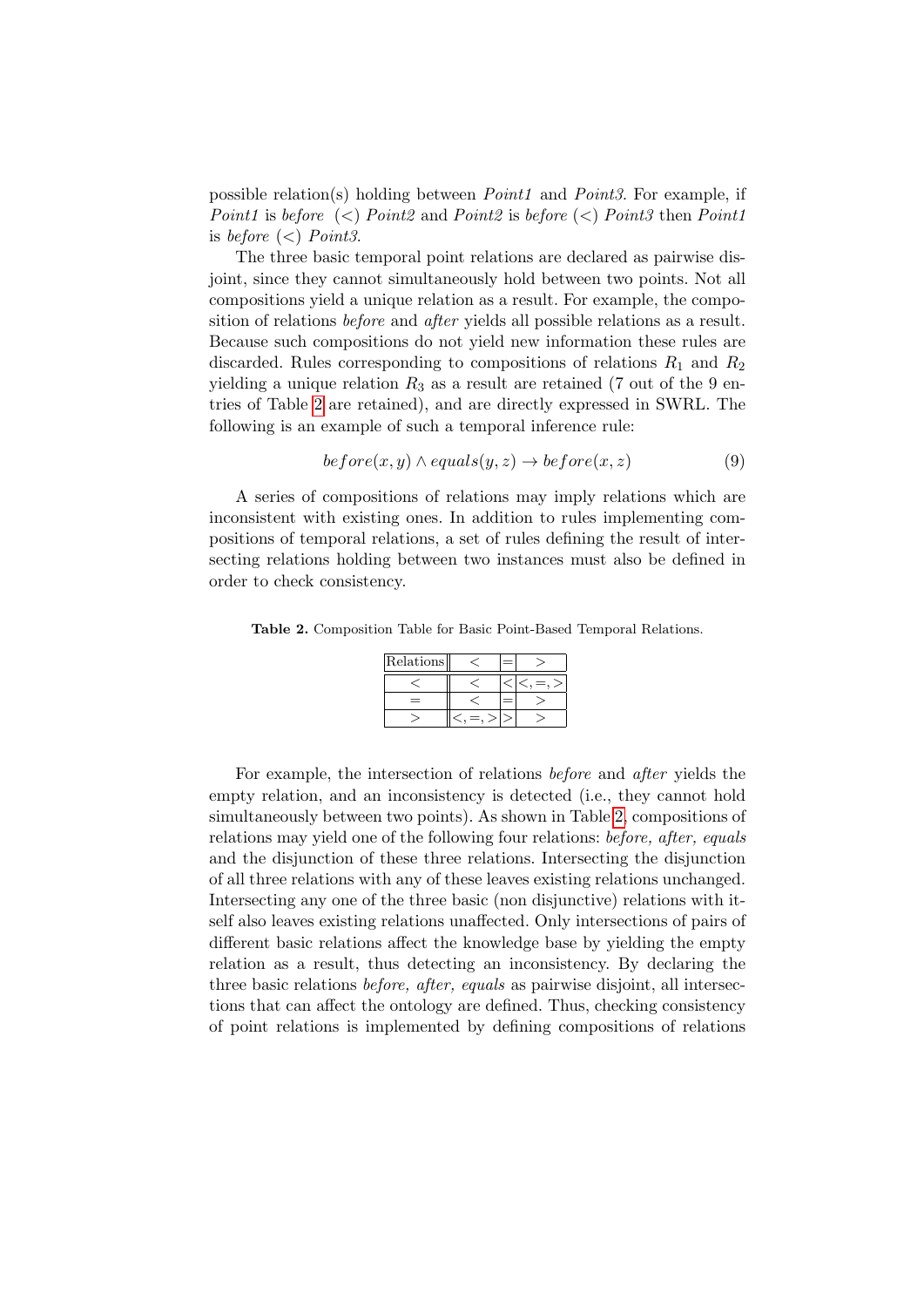possible relation(s) holding between *Point1* and *Point3*. For example, if *Point1* is *before* ($<$) *Point2* and *Point2* is *before* ($<$) *Point3* then *Point1* is *before* ($<$) *Point3*.

The three basic temporal point relations are declared as pairwise disjoint, since they cannot simultaneously hold between two points. Not all compositions yield a unique relation as a result. For example, the composition of relations *before* and *after* yields all possible relations as a result. Because such compositions do not yield new information these rules are discarded. Rules corresponding to compositions of relations $R_1$ and $R_2$ yielding a unique relation $R_3$ as a result are retained (7 out of the 9 entries of Table 2 are retained), and are directly expressed in SWRL. The following is an example of such a temporal inference rule:

$$before(x, y) \land equals(y, z) \rightarrow before(x, z) \tag{9}$$

A series of compositions of relations may imply relations which are inconsistent with existing ones. In addition to rules implementing compositions of temporal relations, a set of rules defining the result of intersecting relations holding between two instances must also be defined in order to check consistency.

**Table 2.** Composition Table for Basic Point-Based Temporal Relations.

| Relations | $<$ | $=$ | $>$ |
|---|---|---|---|
| $<$ | $<$ | $<$ | $<, =, >$ |
| $=$ | $<$ | $=$ | $>$ |
| $>$ | $<, =, >$ | $>$ | $>$ |

For example, the intersection of relations *before* and *after* yields the empty relation, and an inconsistency is detected (i.e., they cannot hold simultaneously between two points). As shown in Table 2, compositions of relations may yield one of the following four relations: *before, after, equals* and the disjunction of these three relations. Intersecting the disjunction of all three relations with any of these leaves existing relations unchanged. Intersecting any one of the three basic (non disjunctive) relations with itself also leaves existing relations unaffected. Only intersections of pairs of different basic relations affect the knowledge base by yielding the empty relation as a result, thus detecting an inconsistency. By declaring the three basic relations *before, after, equals* as pairwise disjoint, all intersections that can affect the ontology are defined. Thus, checking consistency of point relations is implemented by defining compositions of relations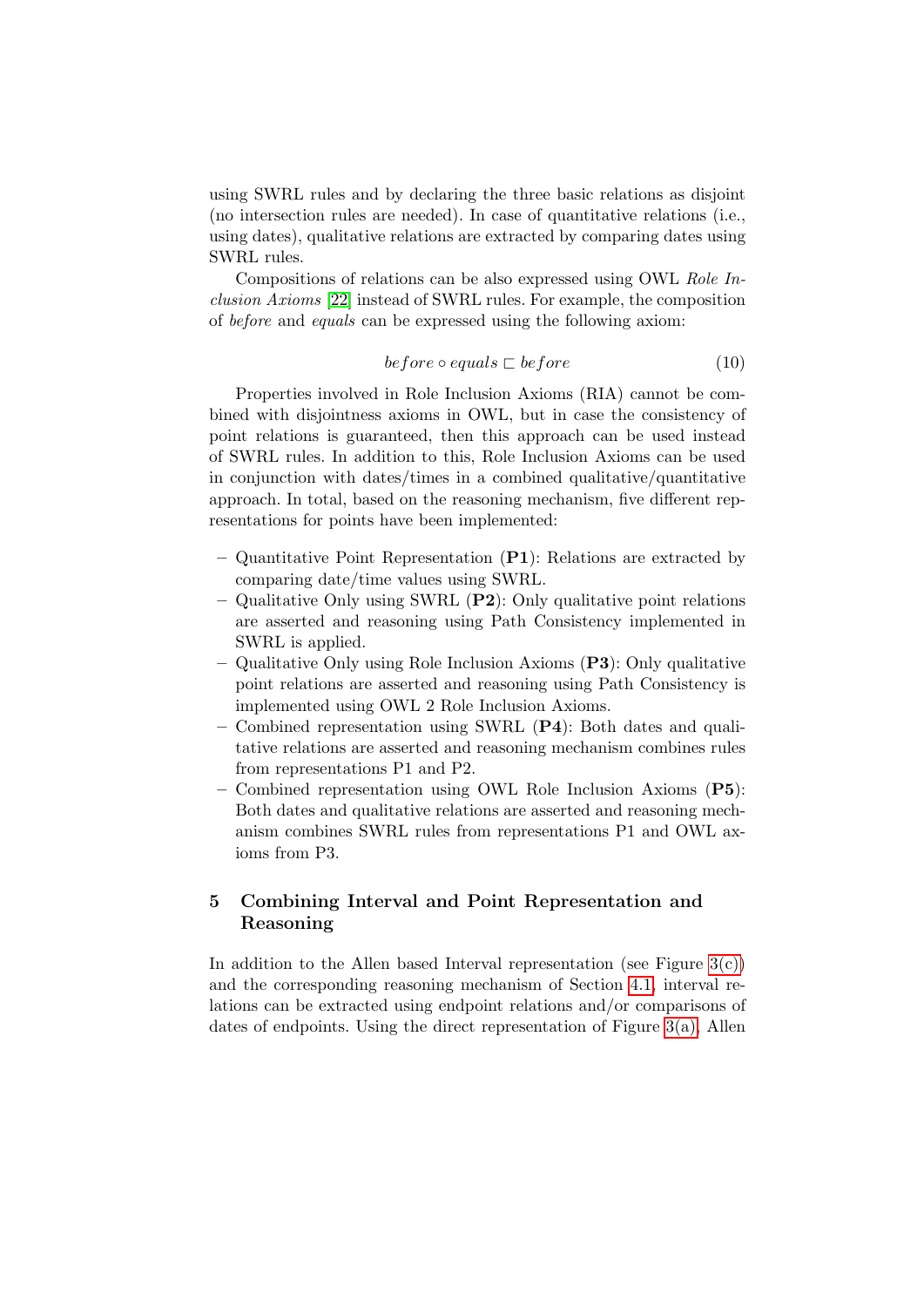using SWRL rules and by declaring the three basic relations as disjoint (no intersection rules are needed). In case of quantitative relations (i.e., using dates), qualitative relations are extracted by comparing dates using SWRL rules.

Compositions of relations can be also expressed using OWL *Role Inclusion Axioms* [22] instead of SWRL rules. For example, the composition of *before* and *equals* can be expressed using the following axiom:

$$before \circ equals \sqsubset before \tag{10}$$

Properties involved in Role Inclusion Axioms (RIA) cannot be combined with disjointness axioms in OWL, but in case the consistency of point relations is guaranteed, then this approach can be used instead of SWRL rules. In addition to this, Role Inclusion Axioms can be used in conjunction with dates/times in a combined qualitative/quantitative approach. In total, based on the reasoning mechanism, five different representations for points have been implemented:

- Quantitative Point Representation (**P1**): Relations are extracted by comparing date/time values using SWRL.
- Qualitative Only using SWRL (**P2**): Only qualitative point relations are asserted and reasoning using Path Consistency implemented in SWRL is applied.
- Qualitative Only using Role Inclusion Axioms (**P3**): Only qualitative point relations are asserted and reasoning using Path Consistency is implemented using OWL 2 Role Inclusion Axioms.
- Combined representation using SWRL (**P4**): Both dates and qualitative relations are asserted and reasoning mechanism combines rules from representations P1 and P2.
- Combined representation using OWL Role Inclusion Axioms (**P5**): Both dates and qualitative relations are asserted and reasoning mechanism combines SWRL rules from representations P1 and OWL axioms from P3.

## 5 Combining Interval and Point Representation and Reasoning

In addition to the Allen based Interval representation (see Figure 3(c)) and the corresponding reasoning mechanism of Section 4.1, interval relations can be extracted using endpoint relations and/or comparisons of dates of endpoints. Using the direct representation of Figure 3(a), Allen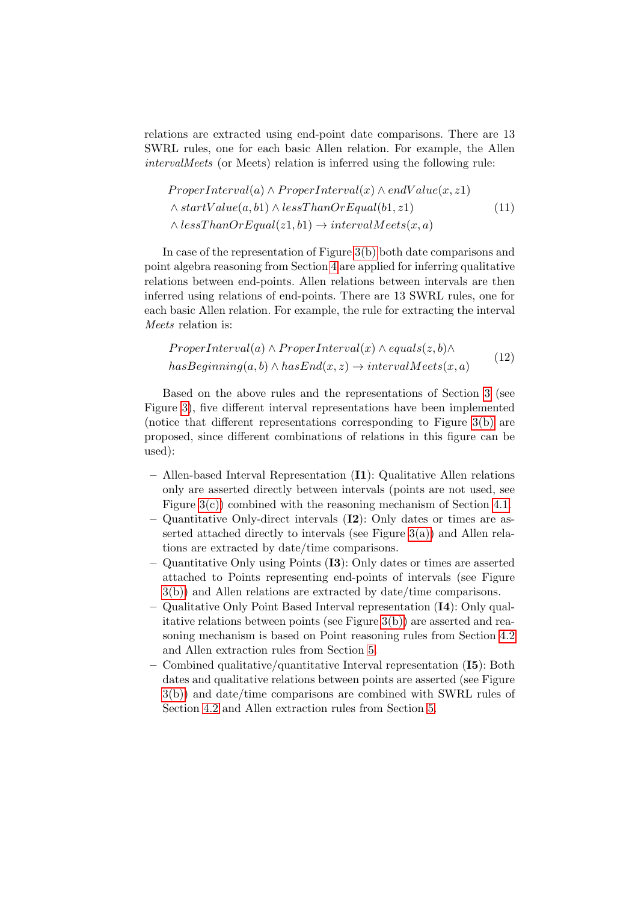relations are extracted using end-point date comparisons. There are 13 SWRL rules, one for each basic Allen relation. For example, the Allen *intervalMeets* (or Meets) relation is inferred using the following rule:

$$\begin{aligned} &ProperInterval(a) \land ProperInterval(x) \land endValue(x, z1) \\ &\land startValue(a, b1) \land lessThanOrEqual(b1, z1) \\ &\land lessThanOrEqual(z1, b1) \rightarrow intervalMeets(x, a) \end{aligned} \tag{11}$$

In case of the representation of Figure 3(b) both date comparisons and point algebra reasoning from Section 4 are applied for inferring qualitative relations between end-points. Allen relations between intervals are then inferred using relations of end-points. There are 13 SWRL rules, one for each basic Allen relation. For example, the rule for extracting the interval *Meets* relation is:

$$\begin{aligned} &ProperInterval(a) \land ProperInterval(x) \land equals(z, b) \land \\ &hasBeginning(a, b) \land hasEnd(x, z) \rightarrow intervalMeets(x, a) \end{aligned} \tag{12}$$

Based on the above rules and the representations of Section 3 (see Figure 3), five different interval representations have been implemented (notice that different representations corresponding to Figure 3(b) are proposed, since different combinations of relations in this figure can be used):

- Allen-based Interval Representation (**I1**): Qualitative Allen relations only are asserted directly between intervals (points are not used, see Figure 3(c)) combined with the reasoning mechanism of Section 4.1.
- Quantitative Only-direct intervals (**I2**): Only dates or times are asserted attached directly to intervals (see Figure 3(a)) and Allen relations are extracted by date/time comparisons.
- Quantitative Only using Points (**I3**): Only dates or times are asserted attached to Points representing end-points of intervals (see Figure 3(b)) and Allen relations are extracted by date/time comparisons.
- Qualitative Only Point Based Interval representation (**I4**): Only qualitative relations between points (see Figure 3(b)) are asserted and reasoning mechanism is based on Point reasoning rules from Section 4.2 and Allen extraction rules from Section 5.
- Combined qualitative/quantitative Interval representation (**I5**): Both dates and qualitative relations between points are asserted (see Figure 3(b)) and date/time comparisons are combined with SWRL rules of Section 4.2 and Allen extraction rules from Section 5.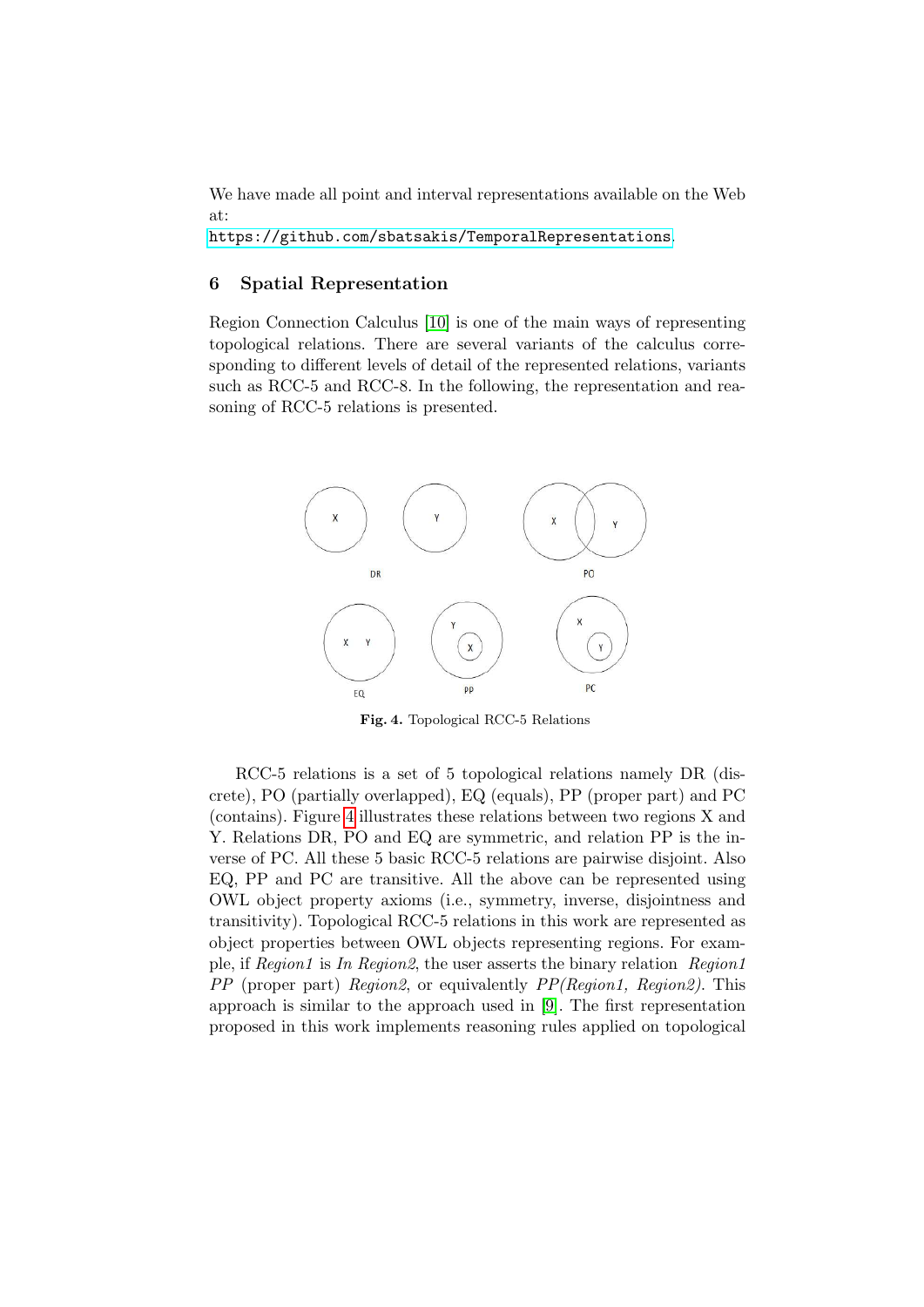We have made all point and interval representations available on the Web at:
https://github.com/sbatsakis/TemporalRepresentations.

## 6 Spatial Representation

Region Connection Calculus [10] is one of the main ways of representing topological relations. There are several variants of the calculus corresponding to different levels of detail of the represented relations, variants such as RCC-5 and RCC-8. In the following, the representation and reasoning of RCC-5 relations is presented.

**Fig. 4.** Topological RCC-5 Relations

RCC-5 relations is a set of 5 topological relations namely DR (discrete), PO (partially overlapped), EQ (equals), PP (proper part) and PC (contains). Figure 4 illustrates these relations between two regions X and Y. Relations DR, PO and EQ are symmetric, and relation PP is the inverse of PC. All these 5 basic RCC-5 relations are pairwise disjoint. Also EQ, PP and PC are transitive. All the above can be represented using OWL object property axioms (i.e., symmetry, inverse, disjointness and transitivity). Topological RCC-5 relations in this work are represented as object properties between OWL objects representing regions. For example, if *Region1* is *In Region2*, the user asserts the binary relation *Region1 PP* (proper part) *Region2*, or equivalently *PP(Region1, Region2)*. This approach is similar to the approach used in [9]. The first representation proposed in this work implements reasoning rules applied on topological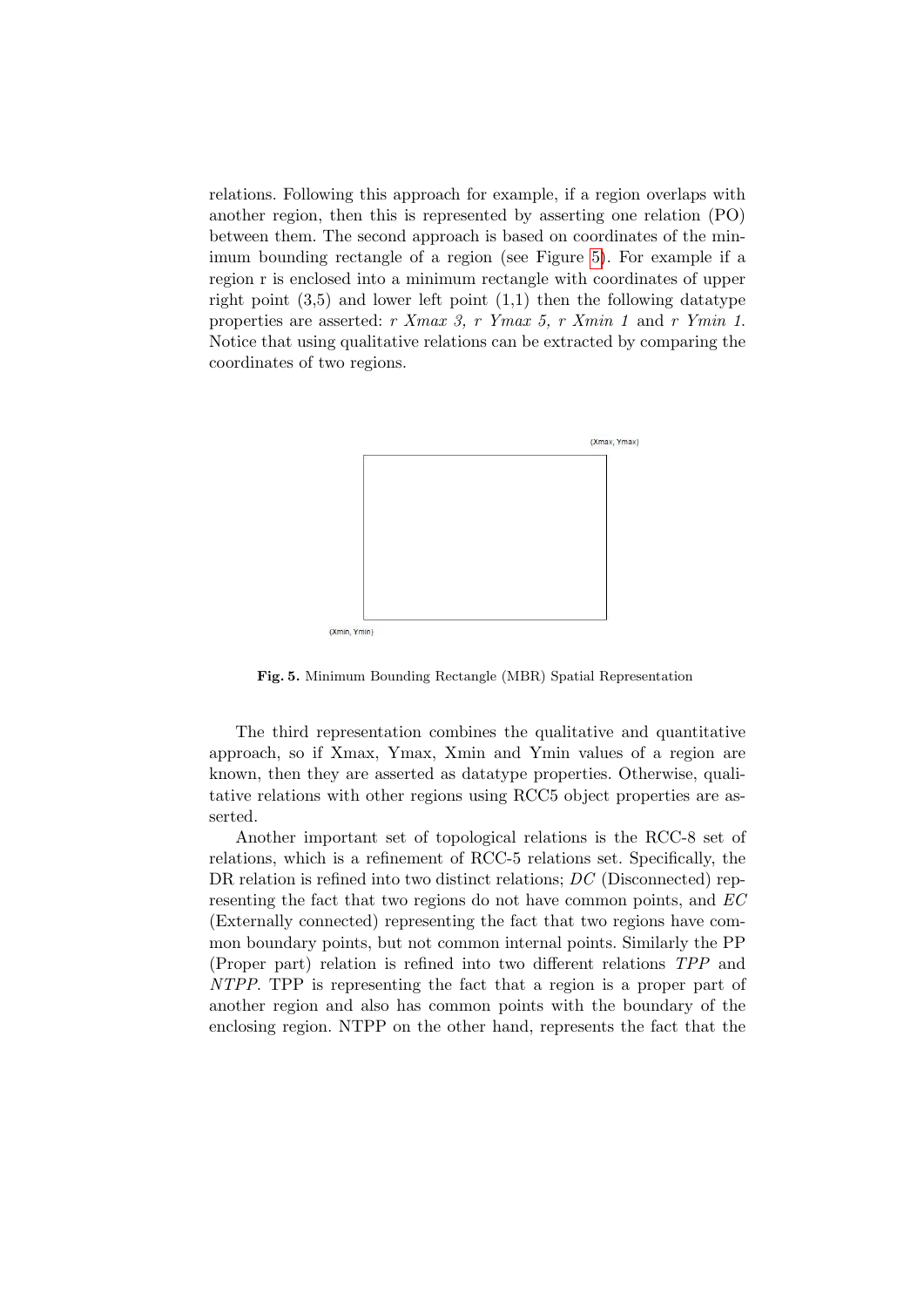relations. Following this approach for example, if a region overlaps with another region, then this is represented by asserting one relation (PO) between them. The second approach is based on coordinates of the minimum bounding rectangle of a region (see Figure 5). For example if a region r is enclosed into a minimum rectangle with coordinates of upper right point (3,5) and lower left point (1,1) then the following datatype properties are asserted: *r Xmax 3, r Ymax 5, r Xmin 1* and *r Ymin 1*. Notice that using qualitative relations can be extracted by comparing the coordinates of two regions.

(Xmax, Ymax)

(Xmin, Ymin)

**Fig. 5.** Minimum Bounding Rectangle (MBR) Spatial Representation

The third representation combines the qualitative and quantitative approach, so if Xmax, Ymax, Xmin and Ymin values of a region are known, then they are asserted as datatype properties. Otherwise, qualitative relations with other regions using RCC5 object properties are asserted.

Another important set of topological relations is the RCC-8 set of relations, which is a refinement of RCC-5 relations set. Specifically, the DR relation is refined into two distinct relations; *DC* (Disconnected) representing the fact that two regions do not have common points, and *EC* (Externally connected) representing the fact that two regions have common boundary points, but not common internal points. Similarly the PP (Proper part) relation is refined into two different relations *TPP* and *NTPP*. TPP is representing the fact that a region is a proper part of another region and also has common points with the boundary of the enclosing region. NTPP on the other hand, represents the fact that the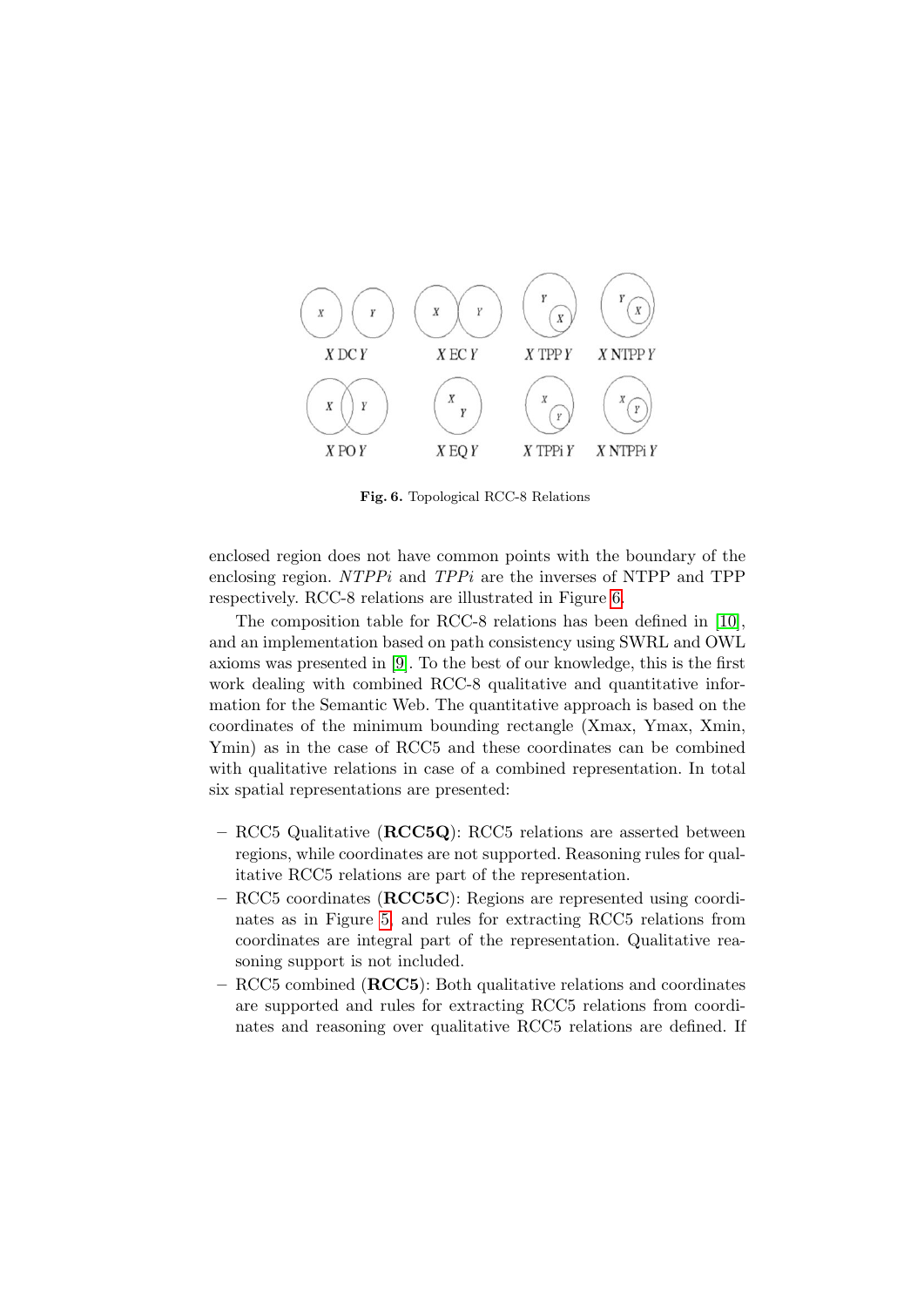**Fig. 6.** Topological RCC-8 Relations

enclosed region does not have common points with the boundary of the enclosing region. *NTPPi* and *TPPi* are the inverses of NTPP and TPP respectively. RCC-8 relations are illustrated in Figure 6.

The composition table for RCC-8 relations has been defined in [10], and an implementation based on path consistency using SWRL and OWL axioms was presented in [9]. To the best of our knowledge, this is the first work dealing with combined RCC-8 qualitative and quantitative information for the Semantic Web. The quantitative approach is based on the coordinates of the minimum bounding rectangle (Xmax, Ymax, Xmin, Ymin) as in the case of RCC5 and these coordinates can be combined with qualitative relations in case of a combined representation. In total six spatial representations are presented:

- RCC5 Qualitative (**RCC5Q**): RCC5 relations are asserted between regions, while coordinates are not supported. Reasoning rules for qualitative RCC5 relations are part of the representation.
- RCC5 coordinates (**RCC5C**): Regions are represented using coordinates as in Figure 5, and rules for extracting RCC5 relations from coordinates are integral part of the representation. Qualitative reasoning support is not included.
- RCC5 combined (**RCC5**): Both qualitative relations and coordinates are supported and rules for extracting RCC5 relations from coordinates and reasoning over qualitative RCC5 relations are defined. If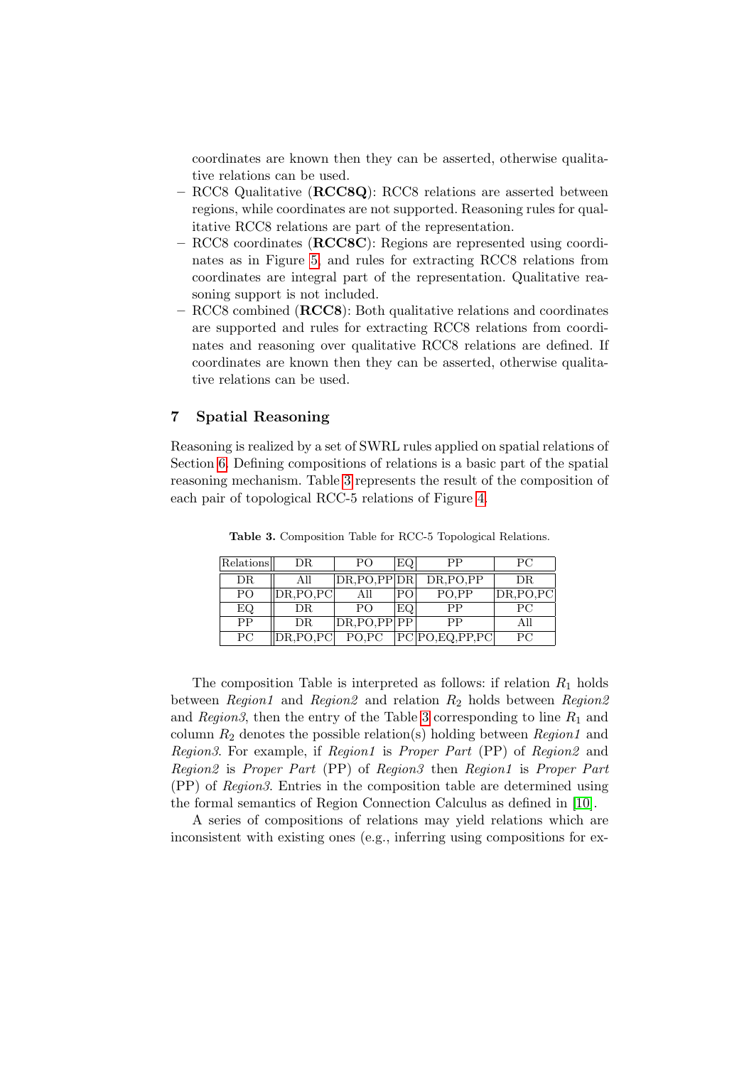coordinates are known then they can be asserted, otherwise qualitative relations can be used.

- RCC8 Qualitative (**RCC8Q**): RCC8 relations are asserted between regions, while coordinates are not supported. Reasoning rules for qualitative RCC8 relations are part of the representation.
- RCC8 coordinates (**RCC8C**): Regions are represented using coordinates as in Figure 5, and rules for extracting RCC8 relations from coordinates are integral part of the representation. Qualitative reasoning support is not included.
- RCC8 combined (**RCC8**): Both qualitative relations and coordinates are supported and rules for extracting RCC8 relations from coordinates and reasoning over qualitative RCC8 relations are defined. If coordinates are known then they can be asserted, otherwise qualitative relations can be used.

## 7 Spatial Reasoning

Reasoning is realized by a set of SWRL rules applied on spatial relations of Section 6. Defining compositions of relations is a basic part of the spatial reasoning mechanism. Table 3 represents the result of the composition of each pair of topological RCC-5 relations of Figure 4.

**Table 3.** Composition Table for RCC-5 Topological Relations.

| Relations | DR | PO | EQ | PP | PC |
|---|---|---|---|---|---|
| DR | All | DR,PO,PP | DR | DR,PO,PP | DR |
| PO | DR,PO,PC | All | PO | PO,PP | DR,PO,PC |
| EQ | DR | PO | EQ | PP | PC |
| PP | DR | DR,PO,PP | PP | PP | All |
| PC | DR,PO,PC | PO,PC | PC | PO,EQ,PP,PC | PC |

The composition Table is interpreted as follows: if relation $R_1$ holds between *Region1* and *Region2* and relation $R_2$ holds between *Region2* and *Region3*, then the entry of the Table 3 corresponding to line $R_1$ and column $R_2$ denotes the possible relation(s) holding between *Region1* and *Region3*. For example, if *Region1* is *Proper Part* (PP) of *Region2* and *Region2* is *Proper Part* (PP) of *Region3* then *Region1* is *Proper Part* (PP) of *Region3*. Entries in the composition table are determined using the formal semantics of Region Connection Calculus as defined in [10].

A series of compositions of relations may yield relations which are inconsistent with existing ones (e.g., inferring using compositions for ex-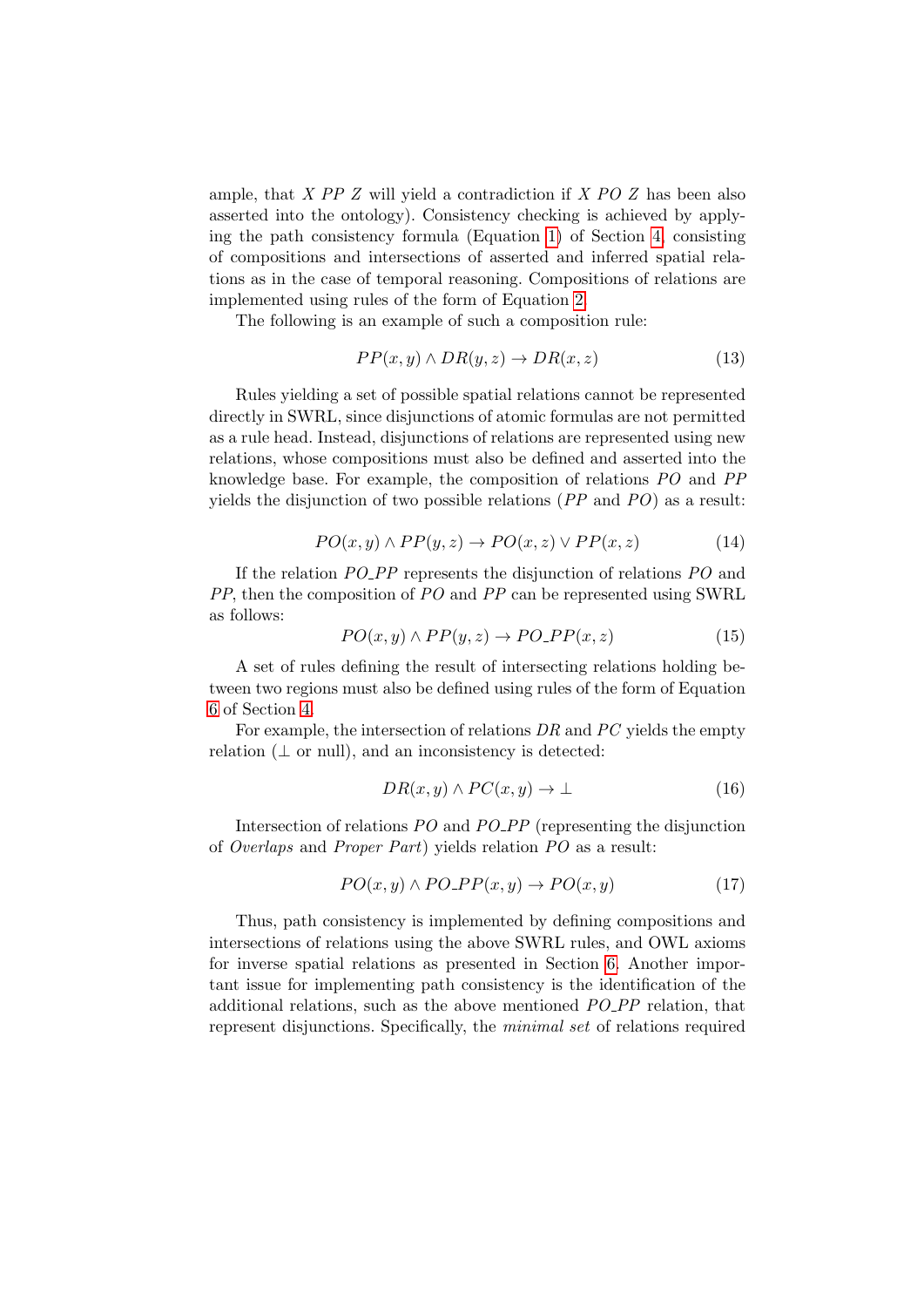ample, that $X$ $PP$ $Z$ will yield a contradiction if $X$ $PO$ $Z$ has been also asserted into the ontology). Consistency checking is achieved by applying the path consistency formula (Equation 1) of Section 4, consisting of compositions and intersections of asserted and inferred spatial relations as in the case of temporal reasoning. Compositions of relations are implemented using rules of the form of Equation 2.

The following is an example of such a composition rule:

$$PP(x, y) \wedge DR(y, z) \rightarrow DR(x, z) \tag{13}$$

Rules yielding a set of possible spatial relations cannot be represented directly in SWRL, since disjunctions of atomic formulas are not permitted as a rule head. Instead, disjunctions of relations are represented using new relations, whose compositions must also be defined and asserted into the knowledge base. For example, the composition of relations $PO$ and $PP$ yields the disjunction of two possible relations ($PP$ and $PO$) as a result:

$$PO(x, y) \wedge PP(y, z) \rightarrow PO(x, z) \vee PP(x, z) \tag{14}$$

If the relation $PO\_PP$ represents the disjunction of relations $PO$ and $PP$, then the composition of $PO$ and $PP$ can be represented using SWRL as follows:

$$PO(x, y) \wedge PP(y, z) \rightarrow PO\_PP(x, z) \tag{15}$$

A set of rules defining the result of intersecting relations holding between two regions must also be defined using rules of the form of Equation 6 of Section 4.

For example, the intersection of relations $DR$ and $PC$ yields the empty relation ($\perp$ or null), and an inconsistency is detected:

$$DR(x, y) \wedge PC(x, y) \rightarrow \perp \tag{16}$$

Intersection of relations $PO$ and $PO\_PP$ (representing the disjunction of *Overlaps* and *Proper Part*) yields relation $PO$ as a result:

$$PO(x, y) \wedge PO\_PP(x, y) \rightarrow PO(x, y) \tag{17}$$

Thus, path consistency is implemented by defining compositions and intersections of relations using the above SWRL rules, and OWL axioms for inverse spatial relations as presented in Section 6. Another important issue for implementing path consistency is the identification of the additional relations, such as the above mentioned $PO\_PP$ relation, that represent disjunctions. Specifically, the *minimal set* of relations required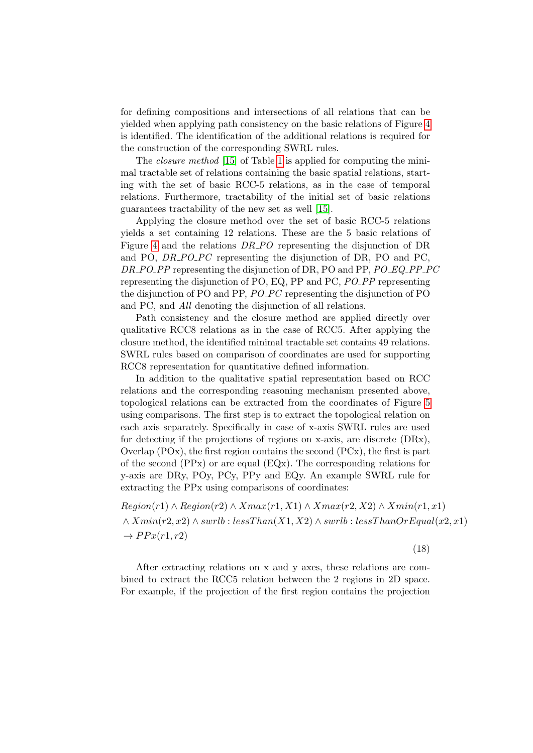for defining compositions and intersections of all relations that can be yielded when applying path consistency on the basic relations of Figure 4 is identified. The identification of the additional relations is required for the construction of the corresponding SWRL rules.

The *closure method* [15] of Table 1 is applied for computing the minimal tractable set of relations containing the basic spatial relations, starting with the set of basic RCC-5 relations, as in the case of temporal relations. Furthermore, tractability of the initial set of basic relations guarantees tractability of the new set as well [15].

Applying the closure method over the set of basic RCC-5 relations yields a set containing 12 relations. These are the 5 basic relations of Figure 4 and the relations *DR_PO* representing the disjunction of DR and PO, *DR_PO_PC* representing the disjunction of DR, PO and PC, *DR_PO_PP* representing the disjunction of DR, PO and PP, *PO_EQ_PP_PC* representing the disjunction of PO, EQ, PP and PC, *PO_PP* representing the disjunction of PO and PP, *PO_PC* representing the disjunction of PO and PC, and *All* denoting the disjunction of all relations.

Path consistency and the closure method are applied directly over qualitative RCC8 relations as in the case of RCC5. After applying the closure method, the identified minimal tractable set contains 49 relations. SWRL rules based on comparison of coordinates are used for supporting RCC8 representation for quantitative defined information.

In addition to the qualitative spatial representation based on RCC relations and the corresponding reasoning mechanism presented above, topological relations can be extracted from the coordinates of Figure 5 using comparisons. The first step is to extract the topological relation on each axis separately. Specifically in case of x-axis SWRL rules are used for detecting if the projections of regions on x-axis, are discrete (DRx), Overlap (POx), the first region contains the second (PCx), the first is part of the second (PPx) or are equal (EQx). The corresponding relations for y-axis are DRy, POy, PCy, PPy and EQy. An example SWRL rule for extracting the PPx using comparisons of coordinates:

$$Region(r1) \wedge Region(r2) \wedge Xmax(r1, X1) \wedge Xmax(r2, X2) \wedge Xmin(r1, x1) \\ \wedge Xmin(r2, x2) \wedge swrlb : lessThan(X1, X2) \wedge swrlb : lessThanOrEqual(x2, x1) \\ \rightarrow PPx(r1, r2) \tag{18}$$

After extracting relations on x and y axes, these relations are combined to extract the RCC5 relation between the 2 regions in 2D space. For example, if the projection of the first region contains the projection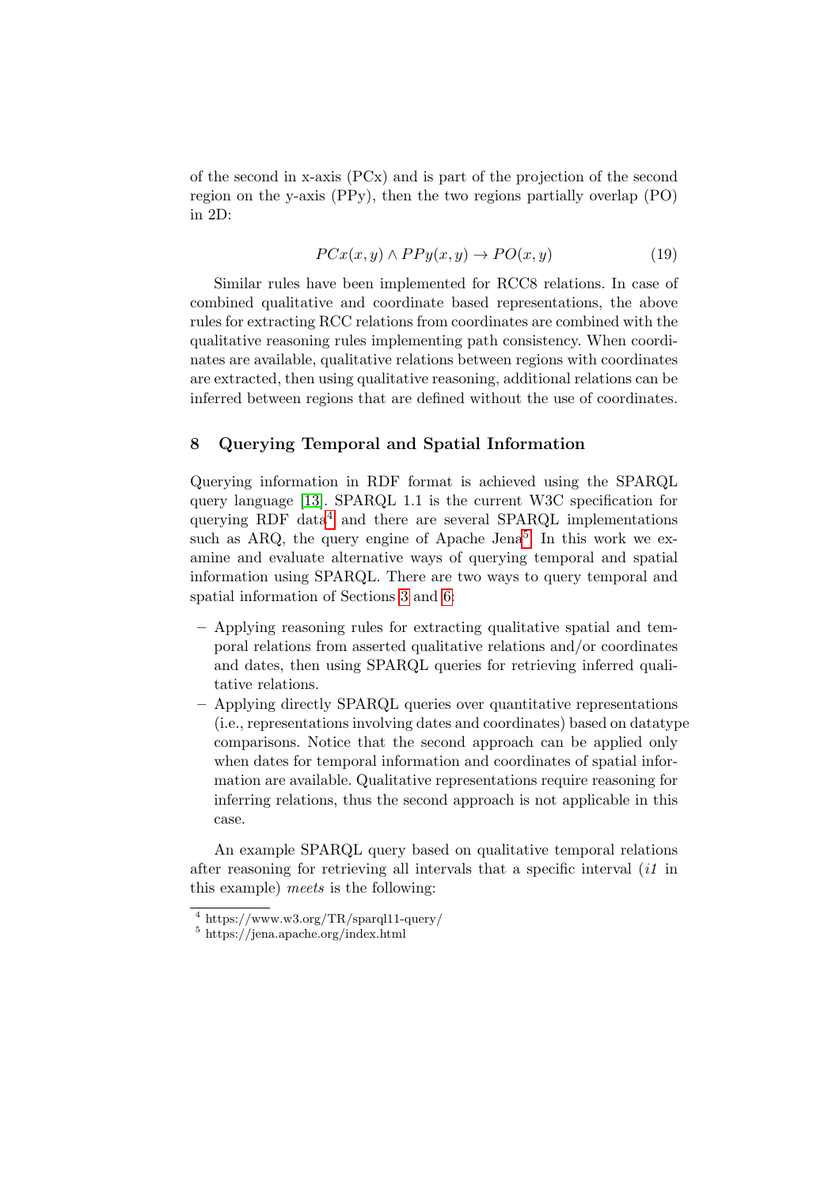of the second in x-axis (PCx) and is part of the projection of the second region on the y-axis (PPy), then the two regions partially overlap (PO) in 2D:

$$PCx(x,y) \land PPy(x,y) \rightarrow PO(x,y) \tag{19}$$

Similar rules have been implemented for RCC8 relations. In case of combined qualitative and coordinate based representations, the above rules for extracting RCC relations from coordinates are combined with the qualitative reasoning rules implementing path consistency. When coordinates are available, qualitative relations between regions with coordinates are extracted, then using qualitative reasoning, additional relations can be inferred between regions that are defined without the use of coordinates.

## 8 Querying Temporal and Spatial Information

Querying information in RDF format is achieved using the SPARQL query language [13]. SPARQL 1.1 is the current W3C specification for querying RDF data[4] and there are several SPARQL implementations such as ARQ, the query engine of Apache Jena[5]. In this work we examine and evaluate alternative ways of querying temporal and spatial information using SPARQL. There are two ways to query temporal and spatial information of Sections 3 and 6:

- Applying reasoning rules for extracting qualitative spatial and temporal relations from asserted qualitative relations and/or coordinates and dates, then using SPARQL queries for retrieving inferred qualitative relations.
- Applying directly SPARQL queries over quantitative representations (i.e., representations involving dates and coordinates) based on datatype comparisons. Notice that the second approach can be applied only when dates for temporal information and coordinates of spatial information are available. Qualitative representations require reasoning for inferring relations, thus the second approach is not applicable in this case.

An example SPARQL query based on qualitative temporal relations after reasoning for retrieving all intervals that a specific interval (*i1* in this example) *meets* is the following:

[4] https://www.w3.org/TR/sparql11-query/

[5] https://jena.apache.org/index.html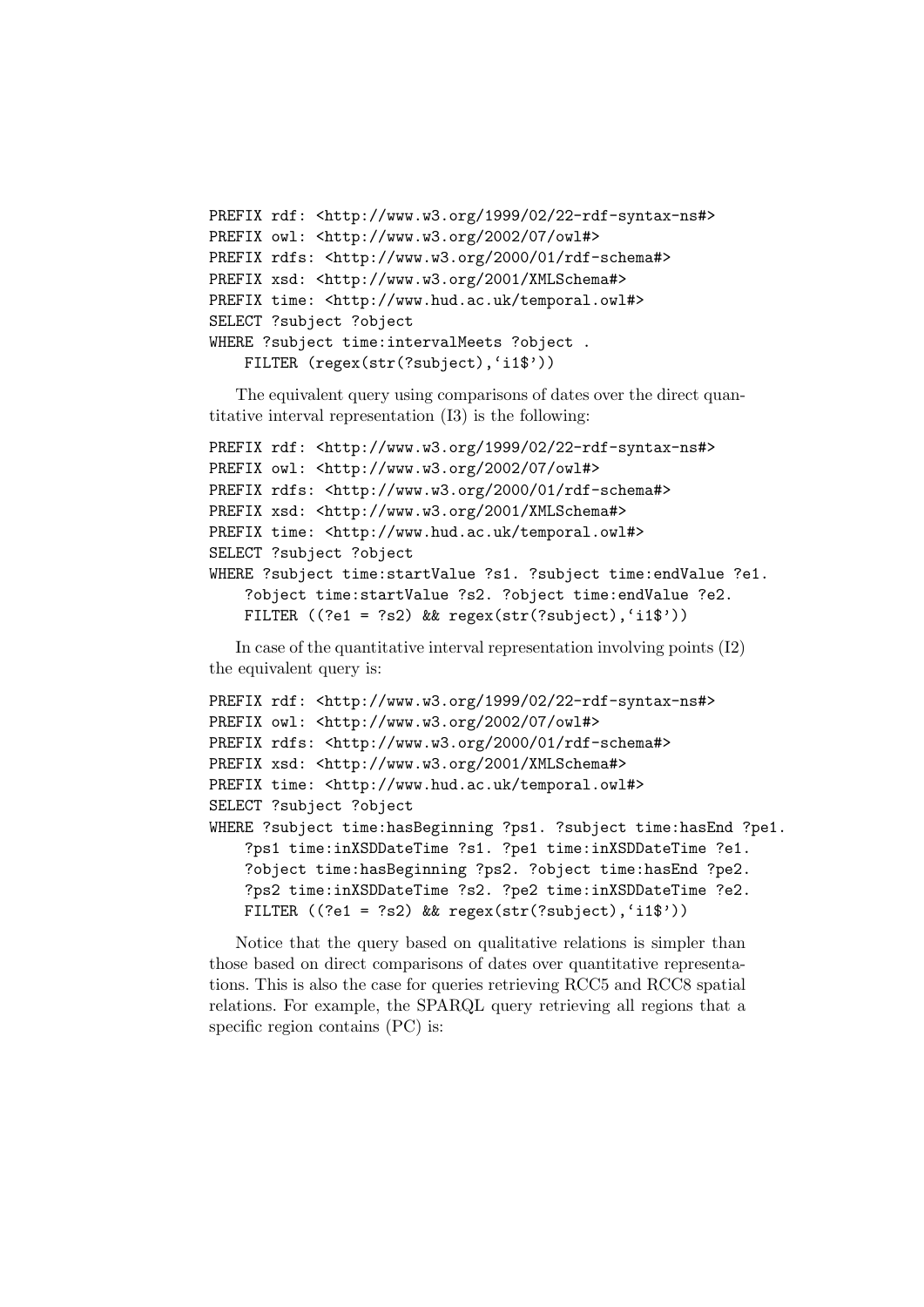```
PREFIX rdf: <http://www.w3.org/1999/02/22-rdf-syntax-ns#>
PREFIX owl: <http://www.w3.org/2002/07/owl#>
PREFIX rdfs: <http://www.w3.org/2000/01/rdf-schema#>
PREFIX xsd: <http://www.w3.org/2001/XMLSchema#>
PREFIX time: <http://www.hud.ac.uk/temporal.owl#>
SELECT ?subject ?object
WHERE ?subject time:intervalMeets ?object .
    FILTER (regex(str(?subject),'i1$'))
```

The equivalent query using comparisons of dates over the direct quantitative interval representation (I3) is the following:

```
PREFIX rdf: <http://www.w3.org/1999/02/22-rdf-syntax-ns#>
PREFIX owl: <http://www.w3.org/2002/07/owl#>
PREFIX rdfs: <http://www.w3.org/2000/01/rdf-schema#>
PREFIX xsd: <http://www.w3.org/2001/XMLSchema#>
PREFIX time: <http://www.hud.ac.uk/temporal.owl#>
SELECT ?subject ?object
WHERE ?subject time:startValue ?s1. ?subject time:endValue ?e1.
    ?object time:startValue ?s2. ?object time:endValue ?e2.
    FILTER ((?e1 = ?s2) && regex(str(?subject),'i1$'))
```

In case of the quantitative interval representation involving points (I2) the equivalent query is:

```
PREFIX rdf: <http://www.w3.org/1999/02/22-rdf-syntax-ns#>
PREFIX owl: <http://www.w3.org/2002/07/owl#>
PREFIX rdfs: <http://www.w3.org/2000/01/rdf-schema#>
PREFIX xsd: <http://www.w3.org/2001/XMLSchema#>
PREFIX time: <http://www.hud.ac.uk/temporal.owl#>
SELECT ?subject ?object
WHERE ?subject time:hasBeginning ?ps1. ?subject time:hasEnd ?pe1.
    ?ps1 time:inXSDDateTime ?s1. ?pe1 time:inXSDDateTime ?e1.
    ?object time:hasBeginning ?ps2. ?object time:hasEnd ?pe2.
    ?ps2 time:inXSDDateTime ?s2. ?pe2 time:inXSDDateTime ?e2.
    FILTER ((?e1 = ?s2) && regex(str(?subject),'i1$'))
```

Notice that the query based on qualitative relations is simpler than those based on direct comparisons of dates over quantitative representations. This is also the case for queries retrieving RCC5 and RCC8 spatial relations. For example, the SPARQL query retrieving all regions that a specific region contains (PC) is: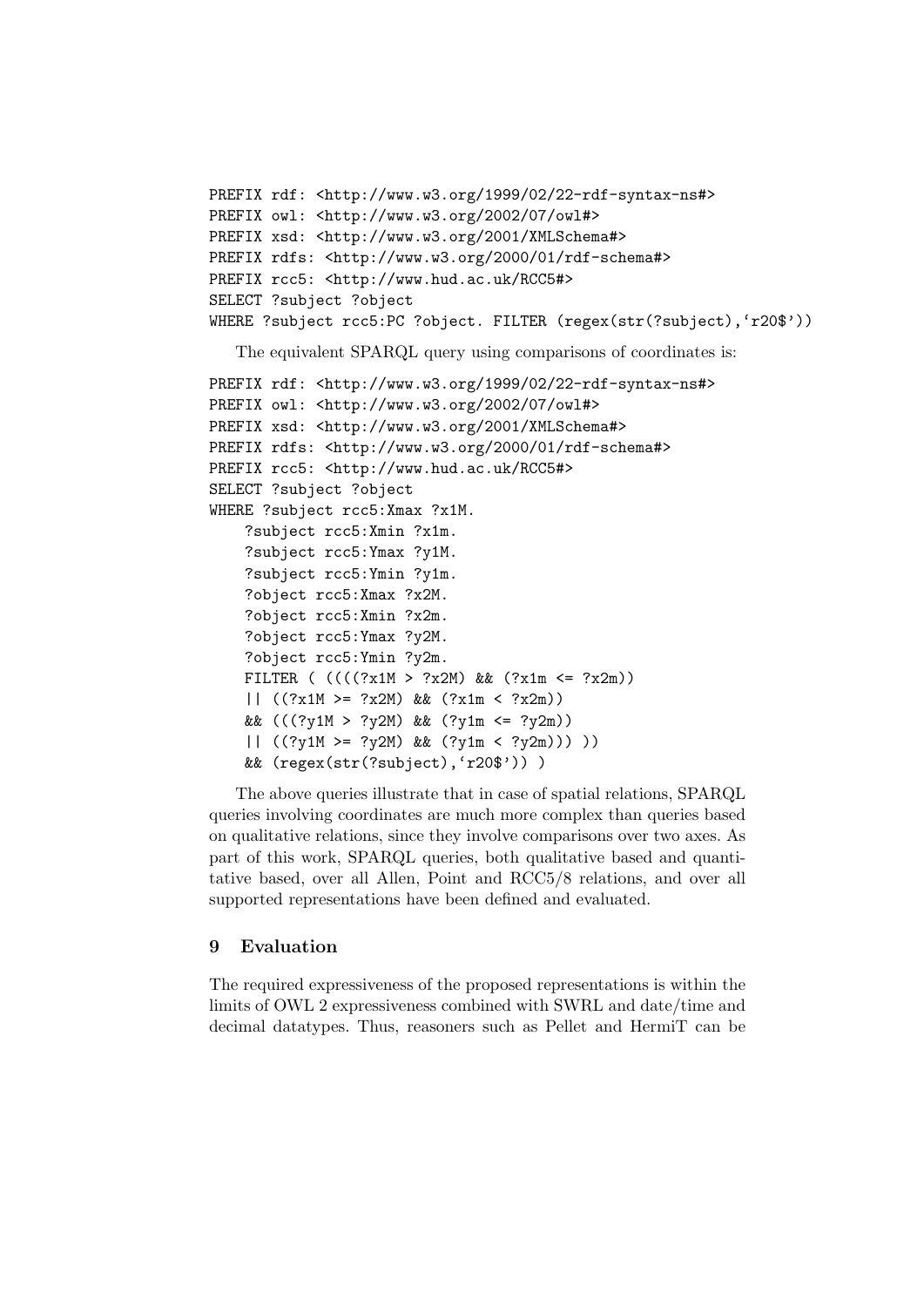```
PREFIX rdf: <http://www.w3.org/1999/02/22-rdf-syntax-ns#>
PREFIX owl: <http://www.w3.org/2002/07/owl#>
PREFIX xsd: <http://www.w3.org/2001/XMLSchema#>
PREFIX rdfs: <http://www.w3.org/2000/01/rdf-schema#>
PREFIX rcc5: <http://www.hud.ac.uk/RCC5#>
SELECT ?subject ?object
WHERE ?subject rcc5:PC ?object. FILTER (regex(str(?subject),'r20$'))
```

The equivalent SPARQL query using comparisons of coordinates is:

```
PREFIX rdf: <http://www.w3.org/1999/02/22-rdf-syntax-ns#>
PREFIX owl: <http://www.w3.org/2002/07/owl#>
PREFIX xsd: <http://www.w3.org/2001/XMLSchema#>
PREFIX rdfs: <http://www.w3.org/2000/01/rdf-schema#>
PREFIX rcc5: <http://www.hud.ac.uk/RCC5#>
SELECT ?subject ?object
WHERE ?subject rcc5:Xmax ?x1M.
    ?subject rcc5:Xmin ?x1m.
    ?subject rcc5:Ymax ?y1M.
    ?subject rcc5:Ymin ?y1m.
    ?object rcc5:Xmax ?x2M.
    ?object rcc5:Xmin ?x2m.
    ?object rcc5:Ymax ?y2M.
    ?object rcc5:Ymin ?y2m.
    FILTER ( ((((?x1M > ?x2M) && (?x1m <= ?x2m))
    || ((?x1M >= ?x2M) && (?x1m < ?x2m))
    && (((?y1M > ?y2M) && (?y1m <= ?y2m))
    || ((?y1M >= ?y2M) && (?y1m < ?y2m))) ))
    && (regex(str(?subject),'r20$')) )
```

The above queries illustrate that in case of spatial relations, SPARQL queries involving coordinates are much more complex than queries based on qualitative relations, since they involve comparisons over two axes. As part of this work, SPARQL queries, both qualitative based and quantitative based, over all Allen, Point and RCC5/8 relations, and over all supported representations have been defined and evaluated.

## 9 Evaluation

The required expressiveness of the proposed representations is within the limits of OWL 2 expressiveness combined with SWRL and date/time and decimal datatypes. Thus, reasoners such as Pellet and HermiT can be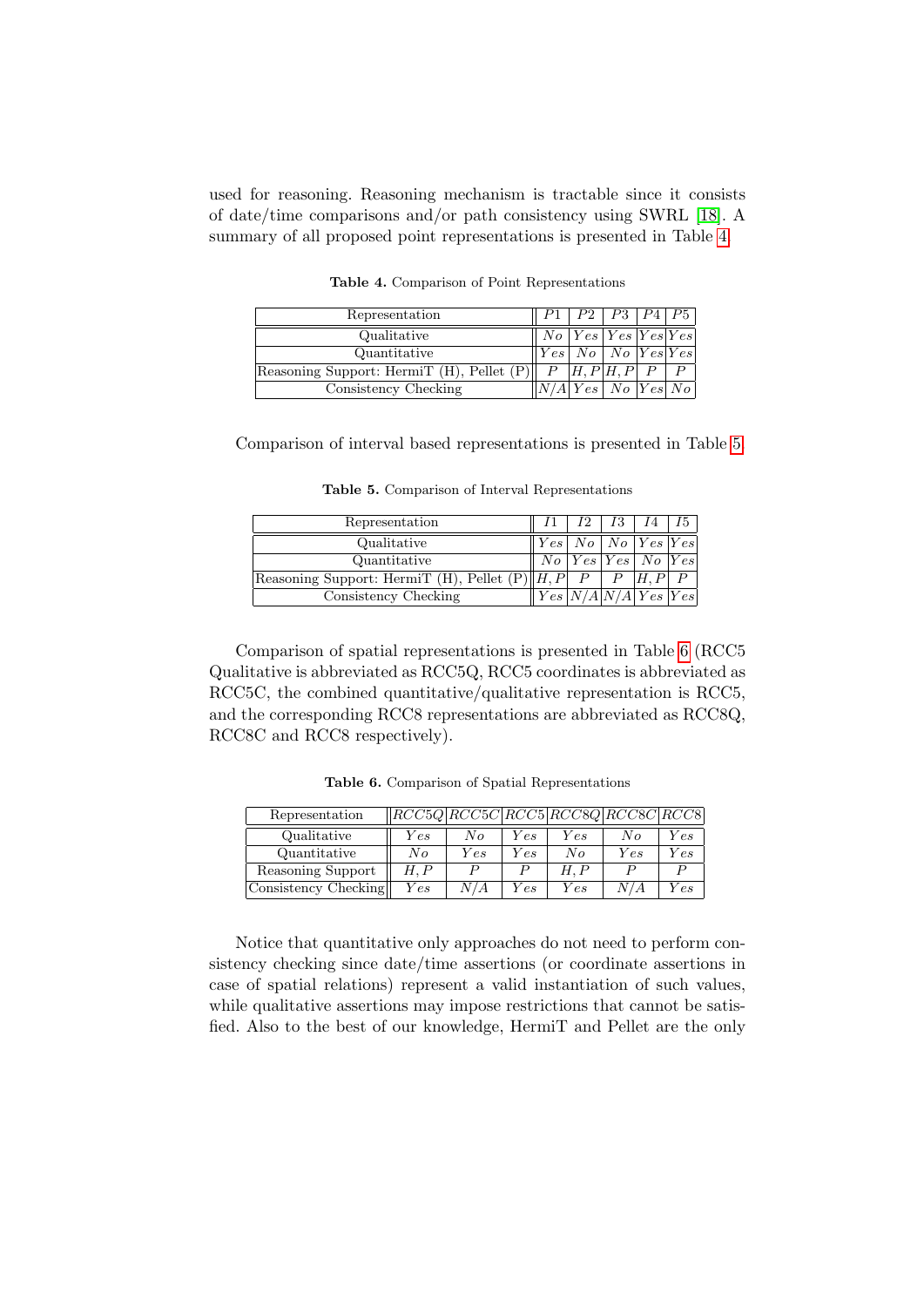used for reasoning. Reasoning mechanism is tractable since it consists of date/time comparisons and/or path consistency using SWRL [18]. A summary of all proposed point representations is presented in Table 4.

**Table 4.** Comparison of Point Representations

| Representation | $P1$ | $P2$ | $P3$ | $P4$ | $P5$ |
|---|---|---|---|---|---|
| Qualitative | $No$ | $Yes$ | $Yes$ | $Yes$ | $Yes$ |
| Quantitative | $Yes$ | $No$ | $No$ | $Yes$ | $Yes$ |
| Reasoning Support: HermiT (H), Pellet (P) | $P$ | $H, P$ | $H, P$ | $P$ | $P$ |
| Consistency Checking | $N/A$ | $Yes$ | $No$ | $Yes$ | $No$ |

Comparison of interval based representations is presented in Table 5.

**Table 5.** Comparison of Interval Representations

| Representation | $I1$ | $I2$ | $I3$ | $I4$ | $I5$ |
|---|---|---|---|---|---|
| Qualitative | $Yes$ | $No$ | $No$ | $Yes$ | $Yes$ |
| Quantitative | $No$ | $Yes$ | $Yes$ | $No$ | $Yes$ |
| Reasoning Support: HermiT (H), Pellet (P) | $H, P$ | $P$ | $P$ | $H, P$ | $P$ |
| Consistency Checking | $Yes$ | $N/A$ | $N/A$ | $Yes$ | $Yes$ |

Comparison of spatial representations is presented in Table 6 (RCC5 Qualitative is abbreviated as RCC5Q, RCC5 coordinates is abbreviated as RCC5C, the combined quantitative/qualitative representation is RCC5, and the corresponding RCC8 representations are abbreviated as RCC8Q, RCC8C and RCC8 respectively).

**Table 6.** Comparison of Spatial Representations

| Representation | $RCC5Q$ | $RCC5C$ | $RCC5$ | $RCC8Q$ | $RCC8C$ | $RCC8$ |
|---|---|---|---|---|---|---|
| Qualitative | $Yes$ | $No$ | $Yes$ | $Yes$ | $No$ | $Yes$ |
| Quantitative | $No$ | $Yes$ | $Yes$ | $No$ | $Yes$ | $Yes$ |
| Reasoning Support | $H, P$ | $P$ | $P$ | $H, P$ | $P$ | $P$ |
| Consistency Checking | $Yes$ | $N/A$ | $Yes$ | $Yes$ | $N/A$ | $Yes$ |

Notice that quantitative only approaches do not need to perform consistency checking since date/time assertions (or coordinate assertions in case of spatial relations) represent a valid instantiation of such values, while qualitative assertions may impose restrictions that cannot be satisfied. Also to the best of our knowledge, HermiT and Pellet are the only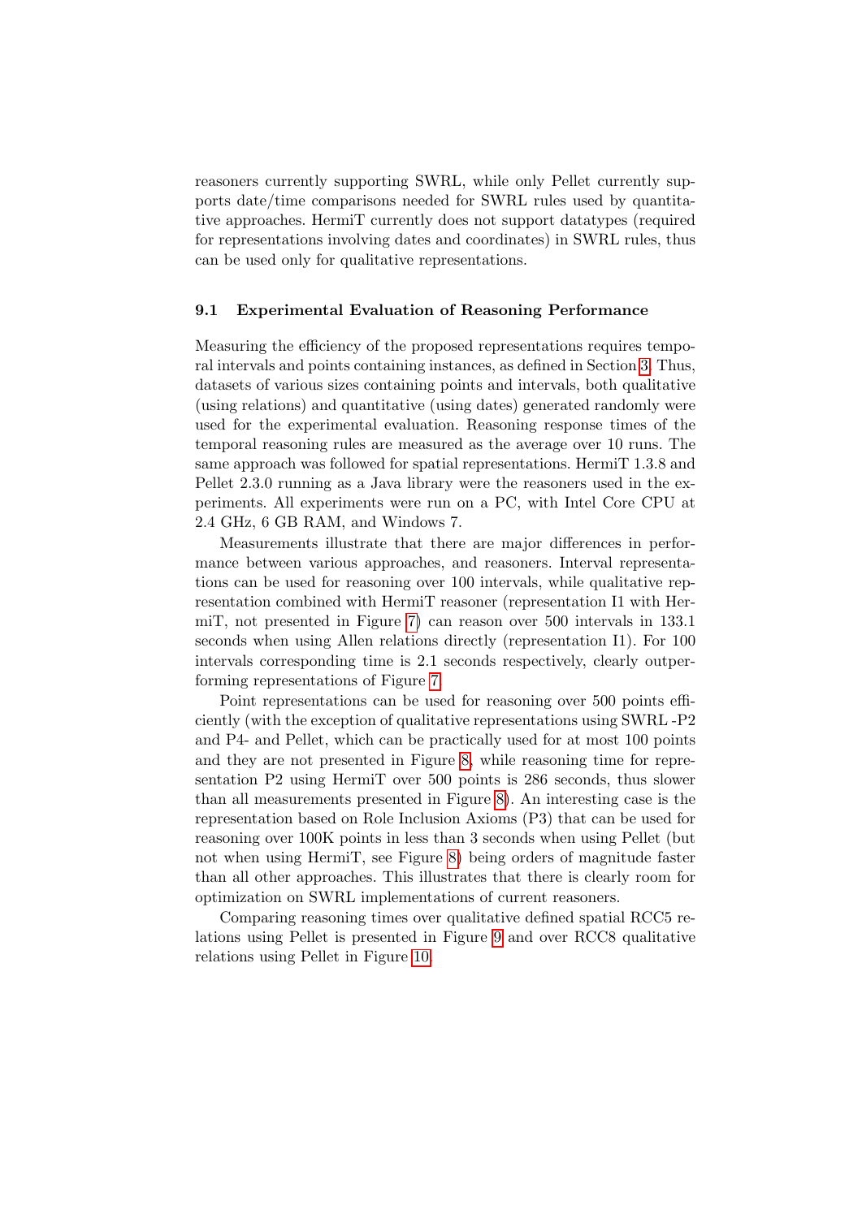reasoners currently supporting SWRL, while only Pellet currently supports date/time comparisons needed for SWRL rules used by quantitative approaches. HermiT currently does not support datatypes (required for representations involving dates and coordinates) in SWRL rules, thus can be used only for qualitative representations.

### 9.1 Experimental Evaluation of Reasoning Performance

Measuring the efficiency of the proposed representations requires temporal intervals and points containing instances, as defined in Section 3. Thus, datasets of various sizes containing points and intervals, both qualitative (using relations) and quantitative (using dates) generated randomly were used for the experimental evaluation. Reasoning response times of the temporal reasoning rules are measured as the average over 10 runs. The same approach was followed for spatial representations. HermiT 1.3.8 and Pellet 2.3.0 running as a Java library were the reasoners used in the experiments. All experiments were run on a PC, with Intel Core CPU at 2.4 GHz, 6 GB RAM, and Windows 7.

Measurements illustrate that there are major differences in performance between various approaches, and reasoners. Interval representations can be used for reasoning over 100 intervals, while qualitative representation combined with HermiT reasoner (representation I1 with HermiT, not presented in Figure 7) can reason over 500 intervals in 133.1 seconds when using Allen relations directly (representation I1). For 100 intervals corresponding time is 2.1 seconds respectively, clearly outperforming representations of Figure 7.

Point representations can be used for reasoning over 500 points efficiently (with the exception of qualitative representations using SWRL -P2 and P4- and Pellet, which can be practically used for at most 100 points and they are not presented in Figure 8, while reasoning time for representation P2 using HermiT over 500 points is 286 seconds, thus slower than all measurements presented in Figure 8). An interesting case is the representation based on Role Inclusion Axioms (P3) that can be used for reasoning over 100K points in less than 3 seconds when using Pellet (but not when using HermiT, see Figure 8) being orders of magnitude faster than all other approaches. This illustrates that there is clearly room for optimization on SWRL implementations of current reasoners.

Comparing reasoning times over qualitative defined spatial RCC5 relations using Pellet is presented in Figure 9 and over RCC8 qualitative relations using Pellet in Figure 10.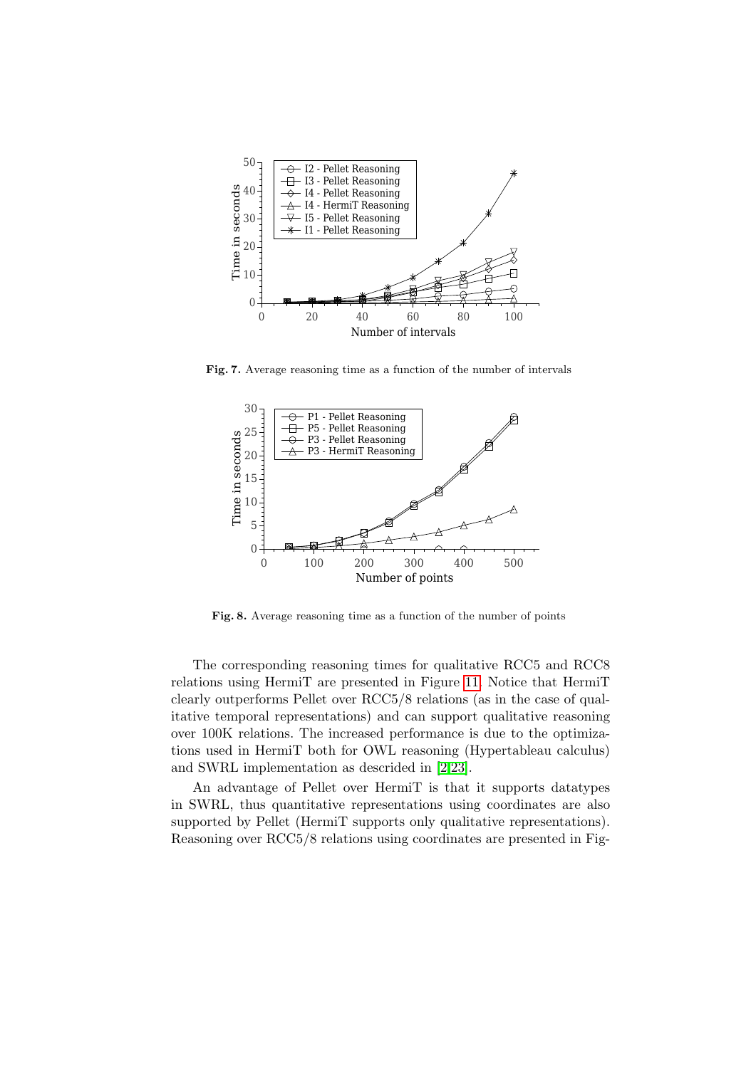**Fig. 7.** Average reasoning time as a function of the number of intervals

**Fig. 8.** Average reasoning time as a function of the number of points

The corresponding reasoning times for qualitative RCC5 and RCC8 relations using HermiT are presented in Figure 11. Notice that HermiT clearly outperforms Pellet over RCC5/8 relations (as in the case of qualitative temporal representations) and can support qualitative reasoning over 100K relations. The increased performance is due to the optimizations used in HermiT both for OWL reasoning (Hypertableau calculus) and SWRL implementation as descrided in [2,23].

An advantage of Pellet over HermiT is that it supports datatypes in SWRL, thus quantitative representations using coordinates are also supported by Pellet (HermiT supports only qualitative representations). Reasoning over RCC5/8 relations using coordinates are presented in Fig-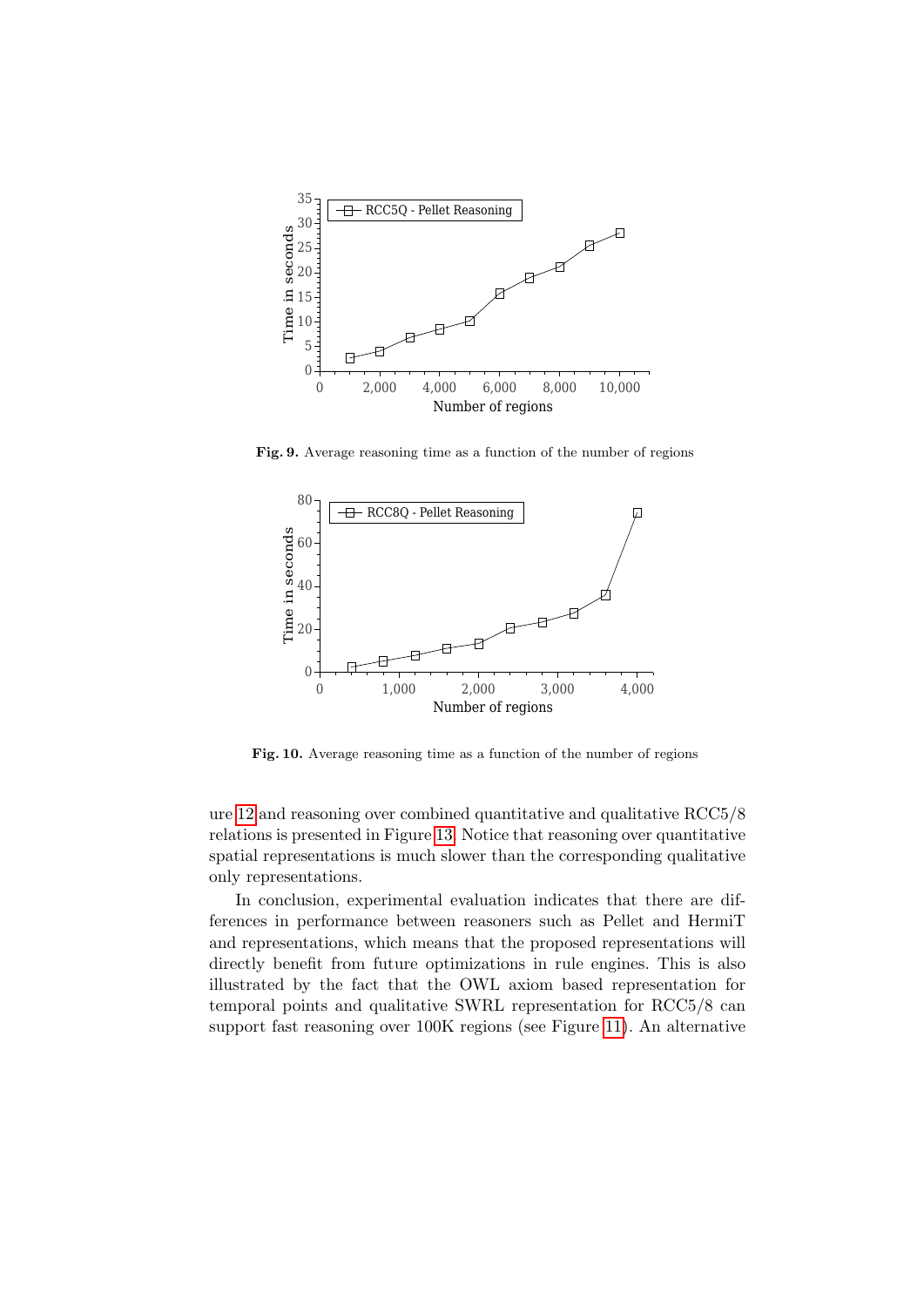Fig. 9. Average reasoning time as a function of the number of regions

Fig. 10. Average reasoning time as a function of the number of regions

ure 12 and reasoning over combined quantitative and qualitative RCC5/8 relations is presented in Figure 13. Notice that reasoning over quantitative spatial representations is much slower than the corresponding qualitative only representations.

In conclusion, experimental evaluation indicates that there are differences in performance between reasoners such as Pellet and HermiT and representations, which means that the proposed representations will directly benefit from future optimizations in rule engines. This is also illustrated by the fact that the OWL axiom based representation for temporal points and qualitative SWRL representation for RCC5/8 can support fast reasoning over 100K regions (see Figure 11). An alternative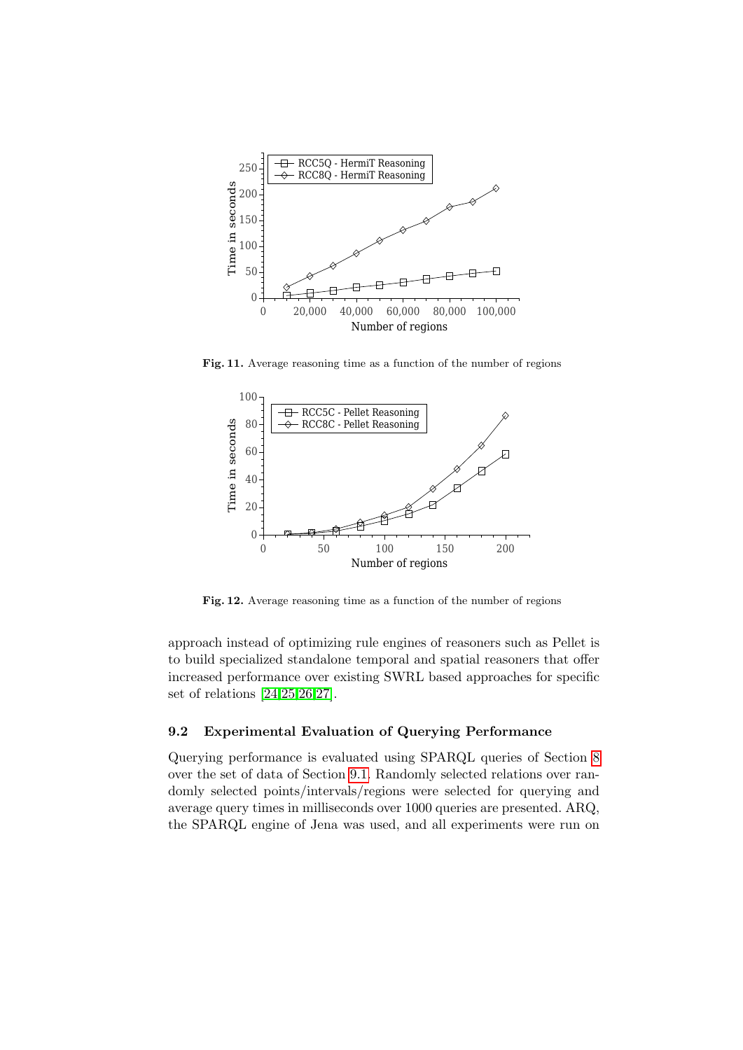Fig. 11. Average reasoning time as a function of the number of regions

Fig. 12. Average reasoning time as a function of the number of regions

approach instead of optimizing rule engines of reasoners such as Pellet is to build specialized standalone temporal and spatial reasoners that offer increased performance over existing SWRL based approaches for specific set of relations [24,25,26,27].

### 9.2 Experimental Evaluation of Querying Performance

Querying performance is evaluated using SPARQL queries of Section 8 over the set of data of Section 9.1. Randomly selected relations over randomly selected points/intervals/regions were selected for querying and average query times in milliseconds over 1000 queries are presented. ARQ, the SPARQL engine of Jena was used, and all experiments were run on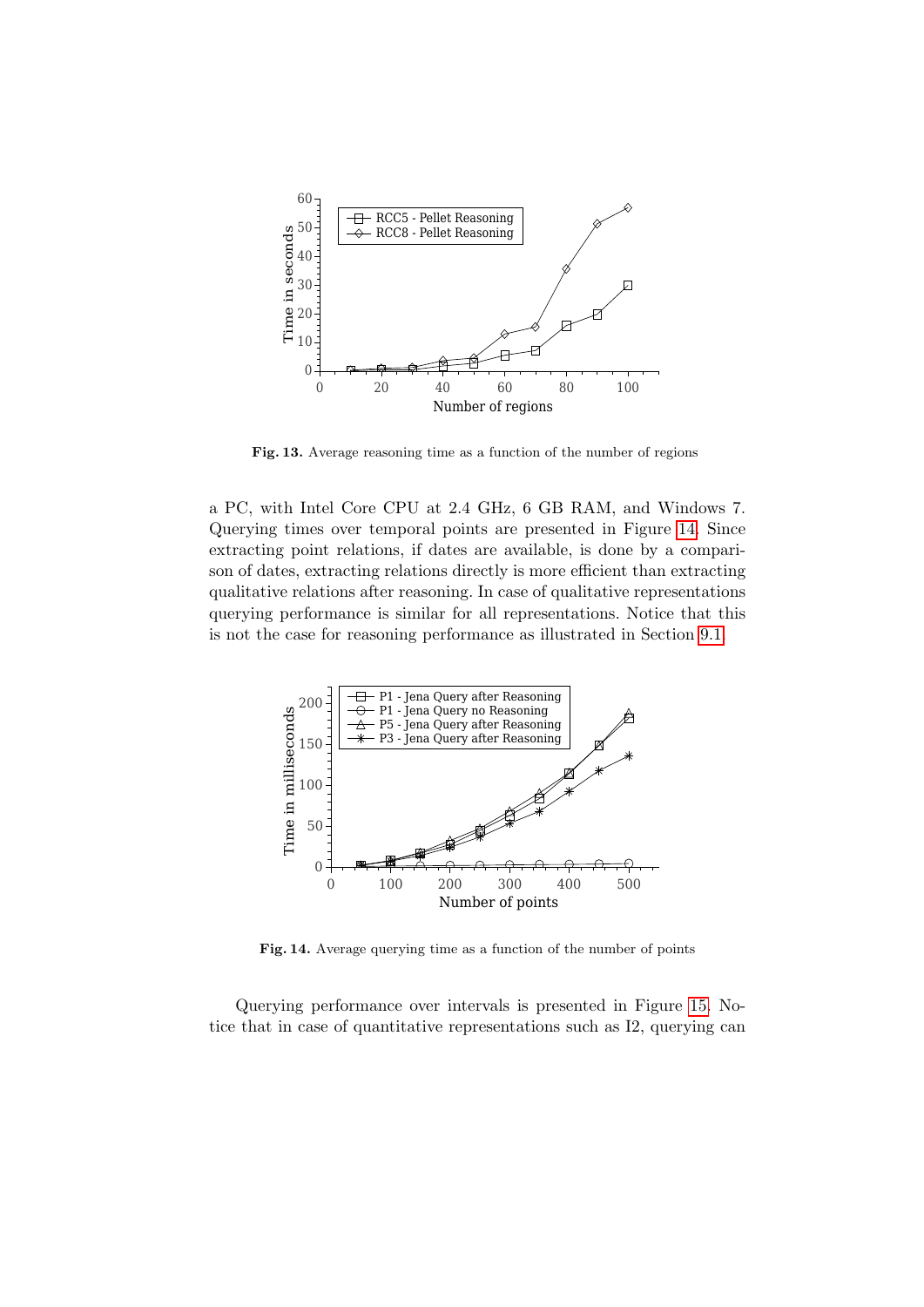**Fig. 13.** Average reasoning time as a function of the number of regions

a PC, with Intel Core CPU at 2.4 GHz, 6 GB RAM, and Windows 7. Querying times over temporal points are presented in Figure 14. Since extracting point relations, if dates are available, is done by a comparison of dates, extracting relations directly is more efficient than extracting qualitative relations after reasoning. In case of qualitative representations querying performance is similar for all representations. Notice that this is not the case for reasoning performance as illustrated in Section 9.1.

**Fig. 14.** Average querying time as a function of the number of points

Querying performance over intervals is presented in Figure 15. Notice that in case of quantitative representations such as I2, querying can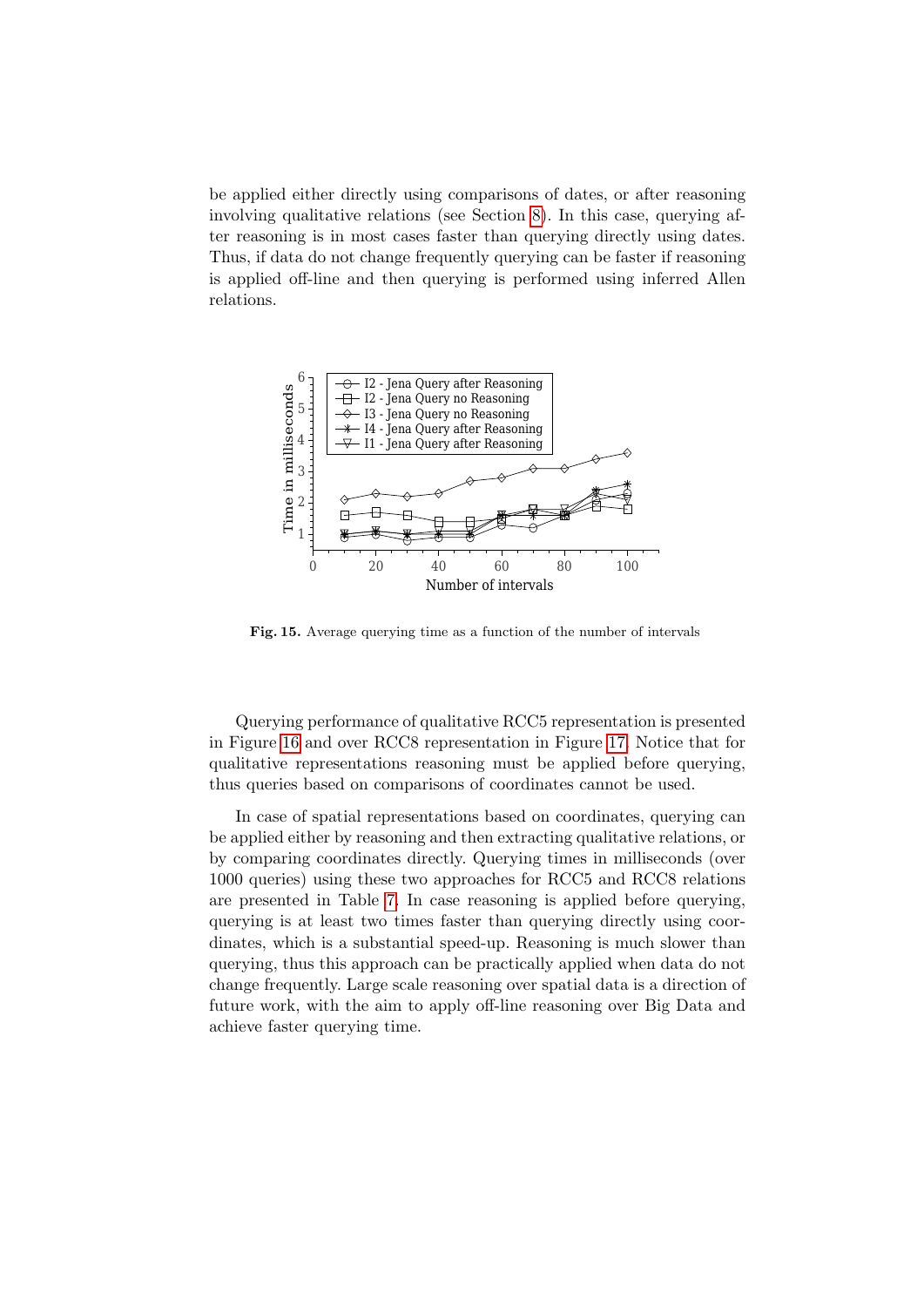be applied either directly using comparisons of dates, or after reasoning involving qualitative relations (see Section 8). In this case, querying after reasoning is in most cases faster than querying directly using dates. Thus, if data do not change frequently querying can be faster if reasoning is applied off-line and then querying is performed using inferred Allen relations.

**Fig. 15.** Average querying time as a function of the number of intervals

Querying performance of qualitative RCC5 representation is presented in Figure 16 and over RCC8 representation in Figure 17. Notice that for qualitative representations reasoning must be applied before querying, thus queries based on comparisons of coordinates cannot be used.

In case of spatial representations based on coordinates, querying can be applied either by reasoning and then extracting qualitative relations, or by comparing coordinates directly. Querying times in milliseconds (over 1000 queries) using these two approaches for RCC5 and RCC8 relations are presented in Table 7. In case reasoning is applied before querying, querying is at least two times faster than querying directly using coordinates, which is a substantial speed-up. Reasoning is much slower than querying, thus this approach can be practically applied when data do not change frequently. Large scale reasoning over spatial data is a direction of future work, with the aim to apply off-line reasoning over Big Data and achieve faster querying time.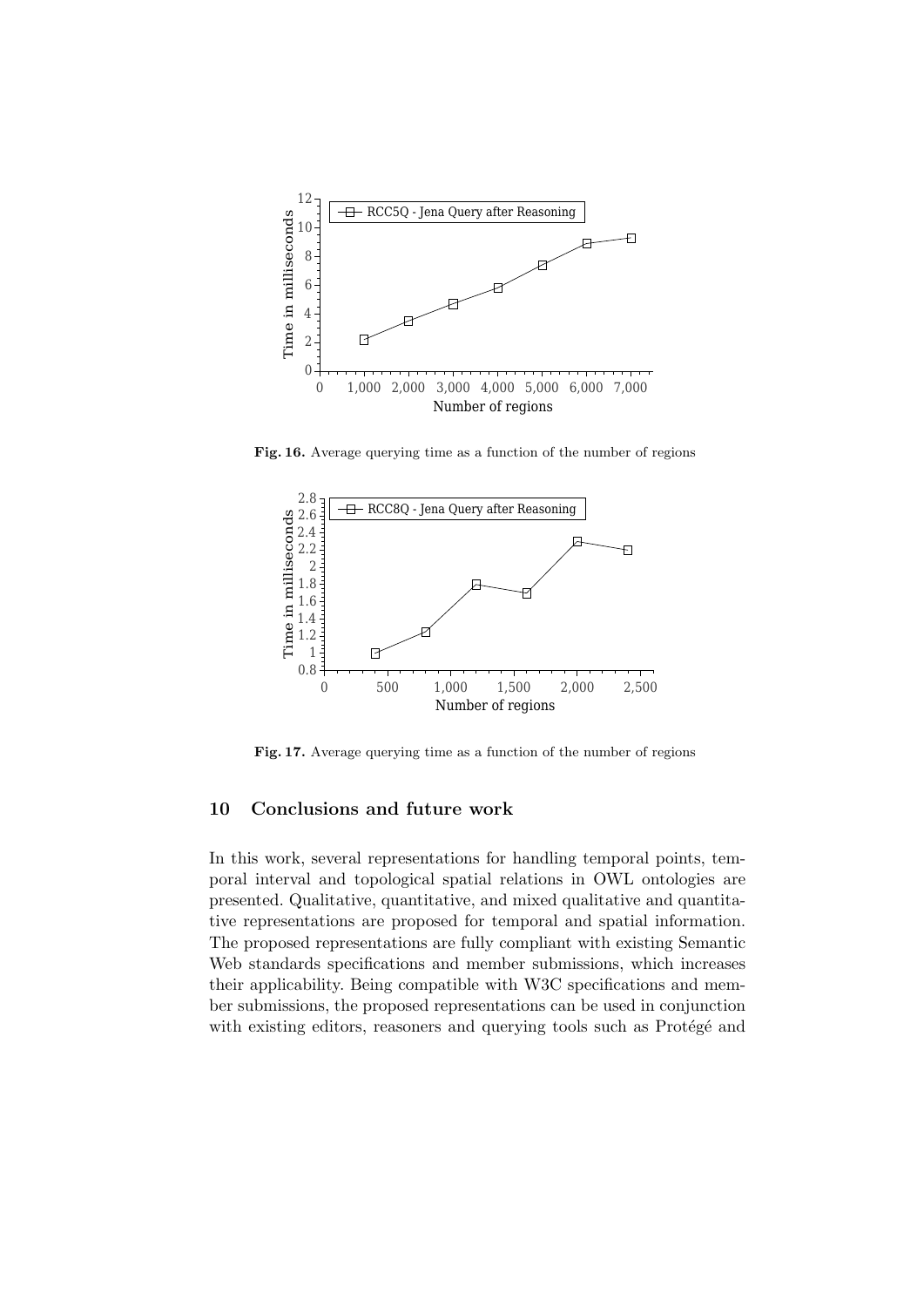**Fig. 16.** Average querying time as a function of the number of regions

**Fig. 17.** Average querying time as a function of the number of regions

## 10 Conclusions and future work

In this work, several representations for handling temporal points, temporal interval and topological spatial relations in OWL ontologies are presented. Qualitative, quantitative, and mixed qualitative and quantitative representations are proposed for temporal and spatial information. The proposed representations are fully compliant with existing Semantic Web standards specifications and member submissions, which increases their applicability. Being compatible with W3C specifications and member submissions, the proposed representations can be used in conjunction with existing editors, reasoners and querying tools such as Protégé and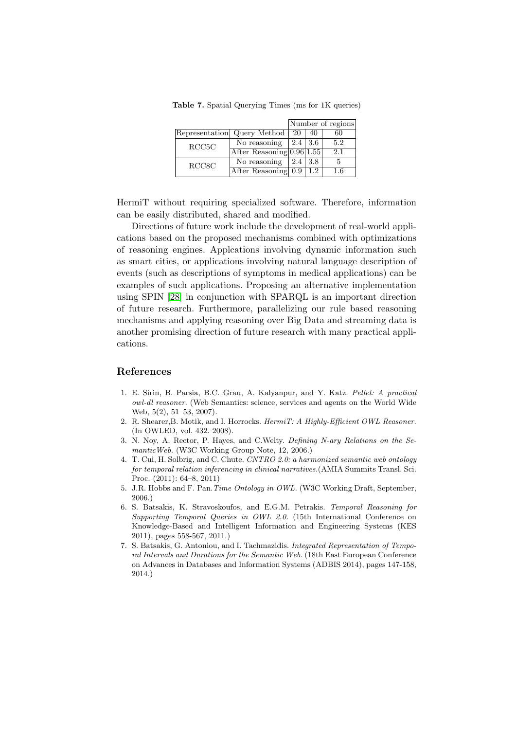**Table 7.** Spatial Querying Times (ms for 1K queries)

| | | Number of regions | | |
|---|---|---|---|---|
| Representation | Query Method | 20 | 40 | 60 |
| RCC5C | No reasoning | 2.4 | 3.6 | 5.2 |
| | After Reasoning | 0.96 | 1.55 | 2.1 |
| RCC8C | No reasoning | 2.4 | 3.8 | 5 |
| | After Reasoning | 0.9 | 1.2 | 1.6 |

HermiT without requiring specialized software. Therefore, information can be easily distributed, shared and modified.

Directions of future work include the development of real-world applications based on the proposed mechanisms combined with optimizations of reasoning engines. Applcations involving dynamic information such as smart cities, or applications involving natural language description of events (such as descriptions of symptoms in medical applications) can be examples of such applications. Proposing an alternative implementation using SPIN [28] in conjunction with SPARQL is an important direction of future research. Furthermore, parallelizing our rule based reasoning mechanisms and applying reasoning over Big Data and streaming data is another promising direction of future research with many practical applications.

## References

1. E. Sirin, B. Parsia, B.C. Grau, A. Kalyanpur, and Y. Katz. *Pellet: A practical owl-dl reasoner.* (Web Semantics: science, services and agents on the World Wide Web, 5(2), 51–53, 2007).
2. R. Shearer,B. Motik, and I. Horrocks. *HermiT: A Highly-Efficient OWL Reasoner.* (In OWLED, vol. 432. 2008).
3. N. Noy, A. Rector, P. Hayes, and C.Welty. *Defining N-ary Relations on the SemanticWeb.* (W3C Working Group Note, 12, 2006.)
4. T. Cui, H. Solbrig, and C. Chute. *CNTRO 2.0: a harmonized semantic web ontology for temporal relation inferencing in clinical narratives.*(AMIA Summits Transl. Sci. Proc. (2011): 64–8, 2011)
5. J.R. Hobbs and F. Pan.*Time Ontology in OWL.* (W3C Working Draft, September, 2006.)
6. S. Batsakis, K. Stravoskoufos, and E.G.M. Petrakis. *Temporal Reasoning for Supporting Temporal Queries in OWL 2.0.* (15th International Conference on Knowledge-Based and Intelligent Information and Engineering Systems (KES 2011), pages 558-567, 2011.)
7. S. Batsakis, G. Antoniou, and I. Tachmazidis. *Integrated Representation of Temporal Intervals and Durations for the Semantic Web.* (18th East European Conference on Advances in Databases and Information Systems (ADBIS 2014), pages 147-158, 2014.)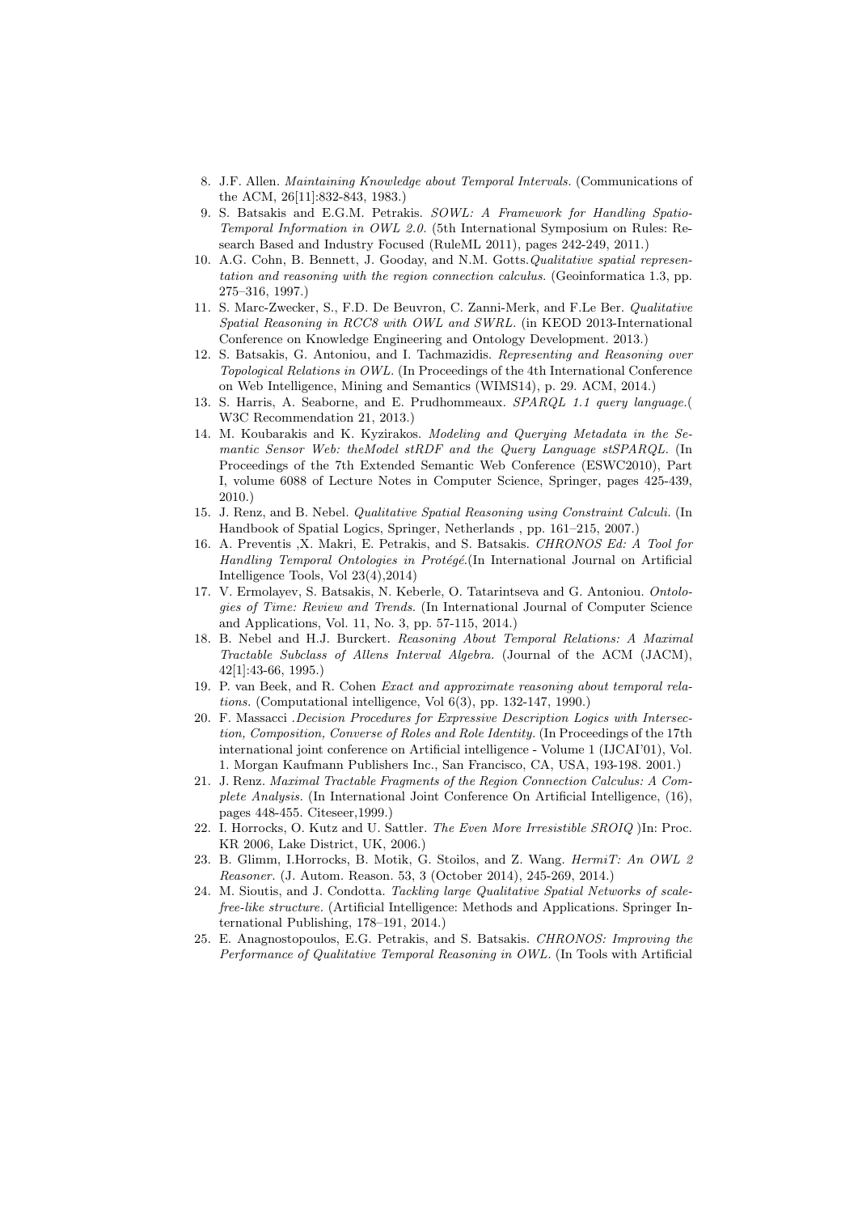8. J.F. Allen. *Maintaining Knowledge about Temporal Intervals.* (Communications of the ACM, 26[11]:832-843, 1983.)
9. S. Batsakis and E.G.M. Petrakis. *SOWL: A Framework for Handling Spatio-Temporal Information in OWL 2.0.* (5th International Symposium on Rules: Research Based and Industry Focused (RuleML 2011), pages 242-249, 2011.)
10. A.G. Cohn, B. Bennett, J. Gooday, and N.M. Gotts.*Qualitative spatial representation and reasoning with the region connection calculus.* (Geoinformatica 1.3, pp. 275–316, 1997.)
11. S. Marc-Zwecker, S., F.D. De Beuvron, C. Zanni-Merk, and F.Le Ber. *Qualitative Spatial Reasoning in RCC8 with OWL and SWRL.* (in KEOD 2013-International Conference on Knowledge Engineering and Ontology Development. 2013.)
12. S. Batsakis, G. Antoniou, and I. Tachmazidis. *Representing and Reasoning over Topological Relations in OWL.* (In Proceedings of the 4th International Conference on Web Intelligence, Mining and Semantics (WIMS14), p. 29. ACM, 2014.)
13. S. Harris, A. Seaborne, and E. Prudhommeaux. *SPARQL 1.1 query language.*( W3C Recommendation 21, 2013.)
14. M. Koubarakis and K. Kyzirakos. *Modeling and Querying Metadata in the Semantic Sensor Web: theModel stRDF and the Query Language stSPARQL.* (In Proceedings of the 7th Extended Semantic Web Conference (ESWC2010), Part I, volume 6088 of Lecture Notes in Computer Science, Springer, pages 425-439, 2010.)
15. J. Renz, and B. Nebel. *Qualitative Spatial Reasoning using Constraint Calculi.* (In Handbook of Spatial Logics, Springer, Netherlands , pp. 161–215, 2007.)
16. A. Preventis ,X. Makri, E. Petrakis, and S. Batsakis. *CHRONOS Ed: A Tool for Handling Temporal Ontologies in Protégé.*(In International Journal on Artificial Intelligence Tools, Vol 23(4),2014)
17. V. Ermolayev, S. Batsakis, N. Keberle, O. Tatarintseva and G. Antoniou. *Ontologies of Time: Review and Trends.* (In International Journal of Computer Science and Applications, Vol. 11, No. 3, pp. 57-115, 2014.)
18. B. Nebel and H.J. Burckert. *Reasoning About Temporal Relations: A Maximal Tractable Subclass of Allens Interval Algebra.* (Journal of the ACM (JACM), 42[1]:43-66, 1995.)
19. P. van Beek, and R. Cohen *Exact and approximate reasoning about temporal relations.* (Computational intelligence, Vol 6(3), pp. 132-147, 1990.)
20. F. Massacci .*Decision Procedures for Expressive Description Logics with Intersection, Composition, Converse of Roles and Role Identity.* (In Proceedings of the 17th international joint conference on Artificial intelligence - Volume 1 (IJCAI'01), Vol. 1. Morgan Kaufmann Publishers Inc., San Francisco, CA, USA, 193-198. 2001.)
21. J. Renz. *Maximal Tractable Fragments of the Region Connection Calculus: A Complete Analysis.* (In International Joint Conference On Artificial Intelligence, (16), pages 448-455. Citeseer,1999.)
22. I. Horrocks, O. Kutz and U. Sattler. *The Even More Irresistible SROIQ* )In: Proc. KR 2006, Lake District, UK, 2006.)
23. B. Glimm, I.Horrocks, B. Motik, G. Stoilos, and Z. Wang. *HermiT: An OWL 2 Reasoner.* (J. Autom. Reason. 53, 3 (October 2014), 245-269, 2014.)
24. M. Sioutis, and J. Condotta. *Tackling large Qualitative Spatial Networks of scale-free-like structure.* (Artificial Intelligence: Methods and Applications. Springer International Publishing, 178–191, 2014.)
25. E. Anagnostopoulos, E.G. Petrakis, and S. Batsakis. *CHRONOS: Improving the Performance of Qualitative Temporal Reasoning in OWL.* (In Tools with Artificial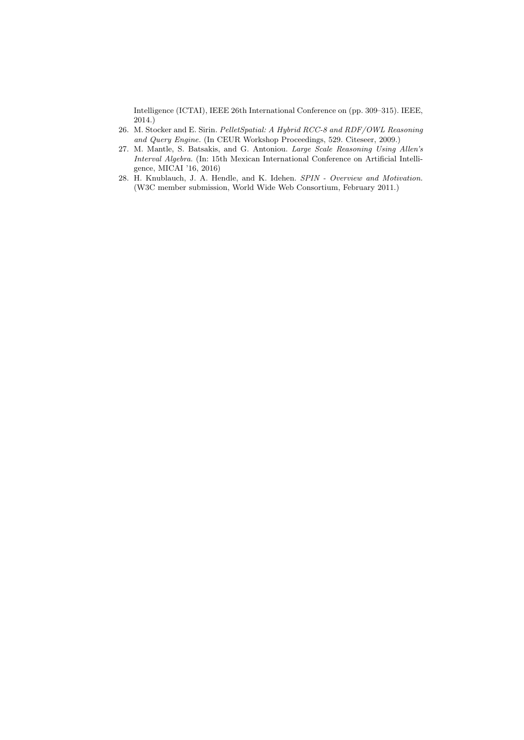Intelligence (ICTAI), IEEE 26th International Conference on (pp. 309–315). IEEE, 2014.)

26. M. Stocker and E. Sirin. *PelletSpatial: A Hybrid RCC-8 and RDF/OWL Reasoning and Query Engine.* (In CEUR Workshop Proceedings, 529. Citeseer, 2009.)
27. M. Mantle, S. Batsakis, and G. Antoniou. *Large Scale Reasoning Using Allen's Interval Algebra.* (In: 15th Mexican International Conference on Artificial Intelligence, MICAI '16, 2016)
28. H. Knublauch, J. A. Hendle, and K. Idehen. *SPIN - Overview and Motivation.* (W3C member submission, World Wide Web Consortium, February 2011.)